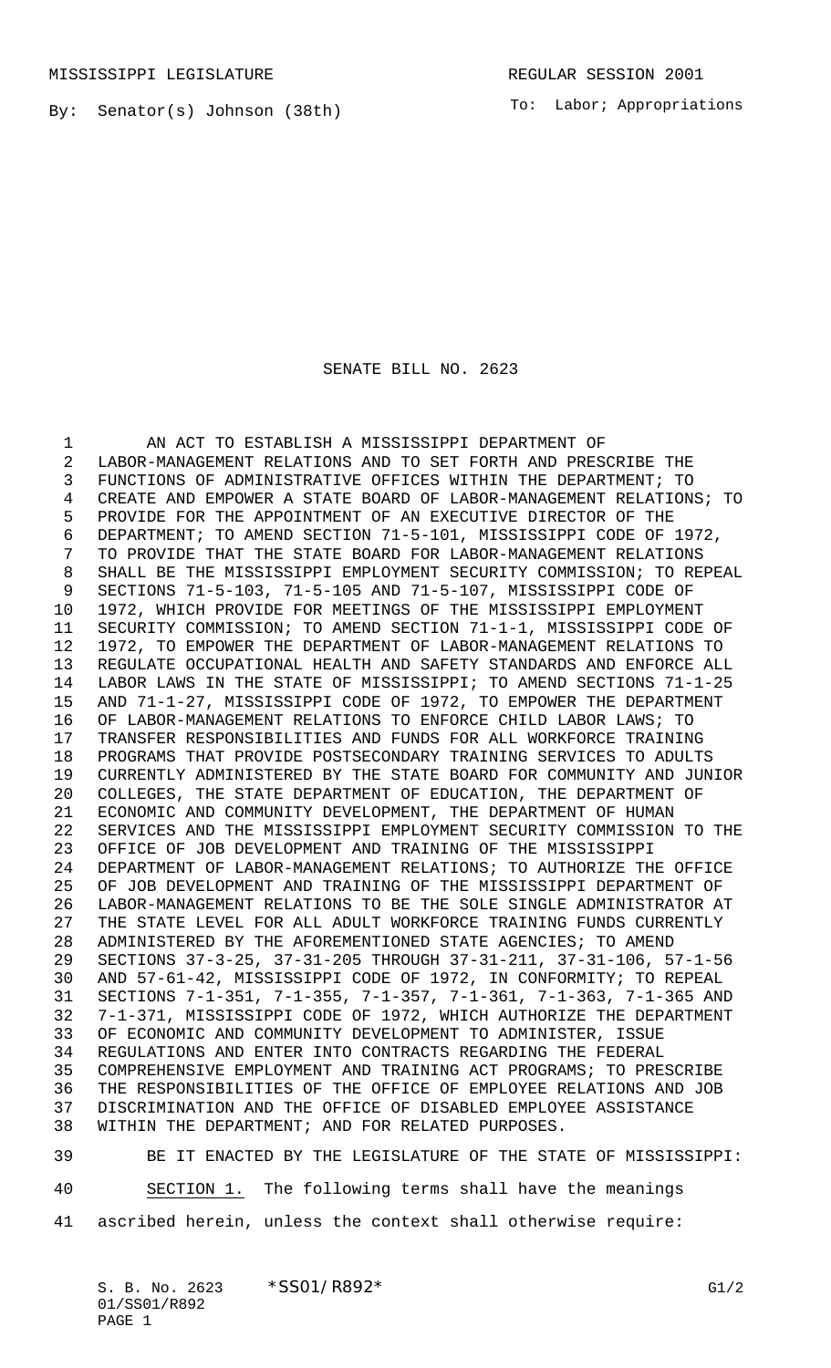MISSISSIPPI LEGISLATURE                                    REGULAR SESSION 2001

By: Senator(s) Johnson (38th)                                    To: Labor; Appropriations

# SENATE BILL NO. 2623

AN ACT TO ESTABLISH A MISSISSIPPI DEPARTMENT OF LABOR-MANAGEMENT RELATIONS AND TO SET FORTH AND PRESCRIBE THE FUNCTIONS OF ADMINISTRATIVE OFFICES WITHIN THE DEPARTMENT; TO CREATE AND EMPOWER A STATE BOARD OF LABOR-MANAGEMENT RELATIONS; TO PROVIDE FOR THE APPOINTMENT OF AN EXECUTIVE DIRECTOR OF THE DEPARTMENT; TO AMEND SECTION 71-5-101, MISSISSIPPI CODE OF 1972, TO PROVIDE THAT THE STATE BOARD FOR LABOR-MANAGEMENT RELATIONS SHALL BE THE MISSISSIPPI EMPLOYMENT SECURITY COMMISSION; TO REPEAL SECTIONS 71-5-103, 71-5-105 AND 71-5-107, MISSISSIPPI CODE OF 1972, WHICH PROVIDE FOR MEETINGS OF THE MISSISSIPPI EMPLOYMENT SECURITY COMMISSION; TO AMEND SECTION 71-1-1, MISSISSIPPI CODE OF 1972, TO EMPOWER THE DEPARTMENT OF LABOR-MANAGEMENT RELATIONS TO REGULATE OCCUPATIONAL HEALTH AND SAFETY STANDARDS AND ENFORCE ALL LABOR LAWS IN THE STATE OF MISSISSIPPI; TO AMEND SECTIONS 71-1-25 AND 71-1-27, MISSISSIPPI CODE OF 1972, TO EMPOWER THE DEPARTMENT OF LABOR-MANAGEMENT RELATIONS TO ENFORCE CHILD LABOR LAWS; TO TRANSFER RESPONSIBILITIES AND FUNDS FOR ALL WORKFORCE TRAINING PROGRAMS THAT PROVIDE POSTSECONDARY TRAINING SERVICES TO ADULTS CURRENTLY ADMINISTERED BY THE STATE BOARD FOR COMMUNITY AND JUNIOR COLLEGES, THE STATE DEPARTMENT OF EDUCATION, THE DEPARTMENT OF ECONOMIC AND COMMUNITY DEVELOPMENT, THE DEPARTMENT OF HUMAN SERVICES AND THE MISSISSIPPI EMPLOYMENT SECURITY COMMISSION TO THE OFFICE OF JOB DEVELOPMENT AND TRAINING OF THE MISSISSIPPI DEPARTMENT OF LABOR-MANAGEMENT RELATIONS; TO AUTHORIZE THE OFFICE OF JOB DEVELOPMENT AND TRAINING OF THE MISSISSIPPI DEPARTMENT OF LABOR-MANAGEMENT RELATIONS TO BE THE SOLE SINGLE ADMINISTRATOR AT THE STATE LEVEL FOR ALL ADULT WORKFORCE TRAINING FUNDS CURRENTLY ADMINISTERED BY THE AFOREMENTIONED STATE AGENCIES; TO AMEND SECTIONS 37-3-25, 37-31-205 THROUGH 37-31-211, 37-31-106, 57-1-56 AND 57-61-42, MISSISSIPPI CODE OF 1972, IN CONFORMITY; TO REPEAL SECTIONS 7-1-351, 7-1-355, 7-1-357, 7-1-361, 7-1-363, 7-1-365 AND 7-1-371, MISSISSIPPI CODE OF 1972, WHICH AUTHORIZE THE DEPARTMENT OF ECONOMIC AND COMMUNITY DEVELOPMENT TO ADMINISTER, ISSUE REGULATIONS AND ENTER INTO CONTRACTS REGARDING THE FEDERAL COMPREHENSIVE EMPLOYMENT AND TRAINING ACT PROGRAMS; TO PRESCRIBE THE RESPONSIBILITIES OF THE OFFICE OF EMPLOYEE RELATIONS AND JOB DISCRIMINATION AND THE OFFICE OF DISABLED EMPLOYEE ASSISTANCE WITHIN THE DEPARTMENT; AND FOR RELATED PURPOSES.

BE IT ENACTED BY THE LEGISLATURE OF THE STATE OF MISSISSIPPI:

SECTION 1. The following terms shall have the meanings ascribed herein, unless the context shall otherwise require: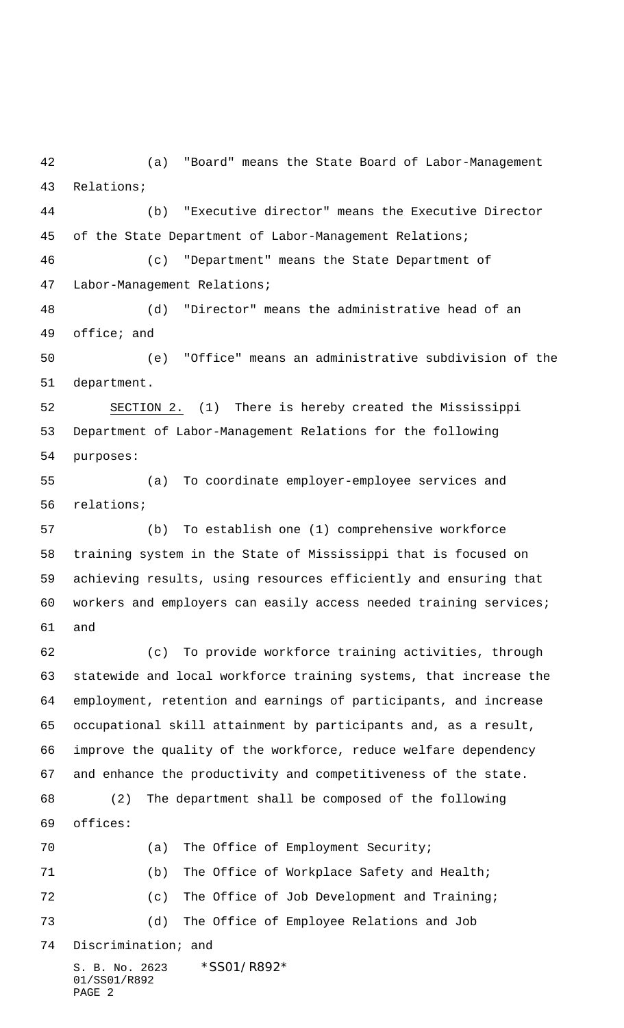(a) "Board" means the State Board of Labor-Management Relations;

(b) "Executive director" means the Executive Director of the State Department of Labor-Management Relations;

(c) "Department" means the State Department of Labor-Management Relations;

(d) "Director" means the administrative head of an office; and

(e) "Office" means an administrative subdivision of the department.

SECTION 2. (1) There is hereby created the Mississippi Department of Labor-Management Relations for the following purposes:

(a) To coordinate employer-employee services and relations;

(b) To establish one (1) comprehensive workforce training system in the State of Mississippi that is focused on achieving results, using resources efficiently and ensuring that workers and employers can easily access needed training services; and

(c) To provide workforce training activities, through statewide and local workforce training systems, that increase the employment, retention and earnings of participants, and increase occupational skill attainment by participants and, as a result, improve the quality of the workforce, reduce welfare dependency and enhance the productivity and competitiveness of the state.

(2) The department shall be composed of the following offices:

(a) The Office of Employment Security;

(b) The Office of Workplace Safety and Health;

(c) The Office of Job Development and Training;

(d) The Office of Employee Relations and Job Discrimination; and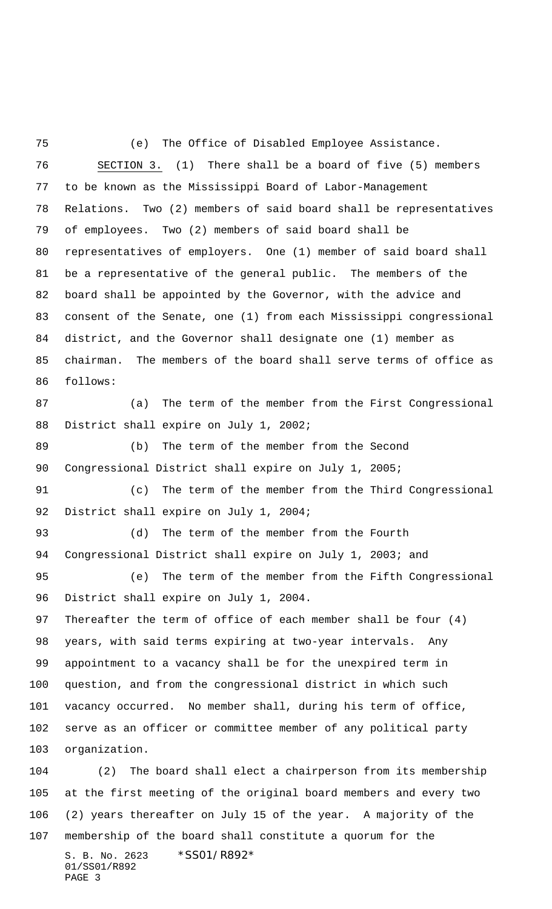(e) The Office of Disabled Employee Assistance.

SECTION 3. (1) There shall be a board of five (5) members to be known as the Mississippi Board of Labor-Management Relations. Two (2) members of said board shall be representatives of employees. Two (2) members of said board shall be representatives of employers. One (1) member of said board shall be a representative of the general public. The members of the board shall be appointed by the Governor, with the advice and consent of the Senate, one (1) from each Mississippi congressional district, and the Governor shall designate one (1) member as chairman. The members of the board shall serve terms of office as follows:

(a) The term of the member from the First Congressional District shall expire on July 1, 2002;

(b) The term of the member from the Second Congressional District shall expire on July 1, 2005;

(c) The term of the member from the Third Congressional District shall expire on July 1, 2004;

(d) The term of the member from the Fourth Congressional District shall expire on July 1, 2003; and

(e) The term of the member from the Fifth Congressional District shall expire on July 1, 2004.

Thereafter the term of office of each member shall be four (4) years, with said terms expiring at two-year intervals. Any appointment to a vacancy shall be for the unexpired term in question, and from the congressional district in which such vacancy occurred. No member shall, during his term of office, serve as an officer or committee member of any political party organization.

(2) The board shall elect a chairperson from its membership at the first meeting of the original board members and every two (2) years thereafter on July 15 of the year. A majority of the membership of the board shall constitute a quorum for the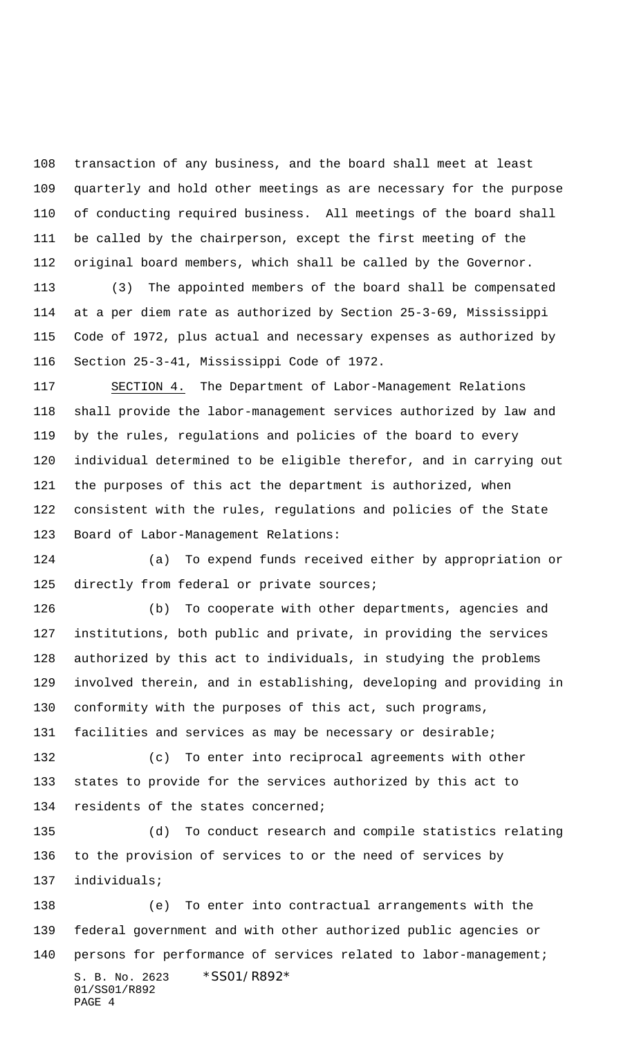transaction of any business, and the board shall meet at least quarterly and hold other meetings as are necessary for the purpose of conducting required business. All meetings of the board shall be called by the chairperson, except the first meeting of the original board members, which shall be called by the Governor.

(3) The appointed members of the board shall be compensated at a per diem rate as authorized by Section 25-3-69, Mississippi Code of 1972, plus actual and necessary expenses as authorized by Section 25-3-41, Mississippi Code of 1972.

SECTION 4. The Department of Labor-Management Relations shall provide the labor-management services authorized by law and by the rules, regulations and policies of the board to every individual determined to be eligible therefor, and in carrying out the purposes of this act the department is authorized, when consistent with the rules, regulations and policies of the State Board of Labor-Management Relations:

(a) To expend funds received either by appropriation or directly from federal or private sources;

(b) To cooperate with other departments, agencies and institutions, both public and private, in providing the services authorized by this act to individuals, in studying the problems involved therein, and in establishing, developing and providing in conformity with the purposes of this act, such programs, facilities and services as may be necessary or desirable;

(c) To enter into reciprocal agreements with other states to provide for the services authorized by this act to residents of the states concerned;

(d) To conduct research and compile statistics relating to the provision of services to or the need of services by individuals;

(e) To enter into contractual arrangements with the federal government and with other authorized public agencies or persons for performance of services related to labor-management;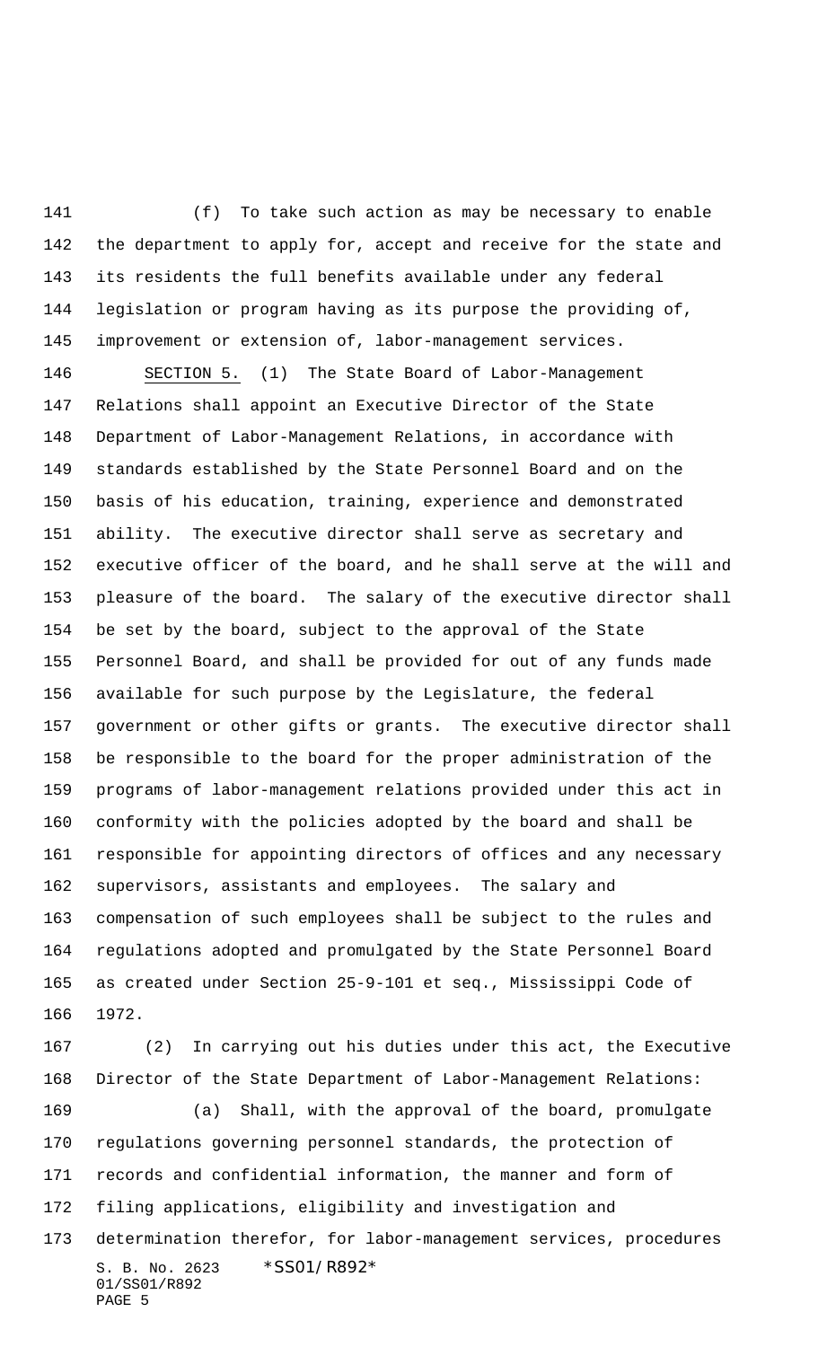(f) To take such action as may be necessary to enable the department to apply for, accept and receive for the state and its residents the full benefits available under any federal legislation or program having as its purpose the providing of, improvement or extension of, labor-management services.

SECTION 5. (1) The State Board of Labor-Management Relations shall appoint an Executive Director of the State Department of Labor-Management Relations, in accordance with standards established by the State Personnel Board and on the basis of his education, training, experience and demonstrated ability. The executive director shall serve as secretary and executive officer of the board, and he shall serve at the will and pleasure of the board. The salary of the executive director shall be set by the board, subject to the approval of the State Personnel Board, and shall be provided for out of any funds made available for such purpose by the Legislature, the federal government or other gifts or grants. The executive director shall be responsible to the board for the proper administration of the programs of labor-management relations provided under this act in conformity with the policies adopted by the board and shall be responsible for appointing directors of offices and any necessary supervisors, assistants and employees. The salary and compensation of such employees shall be subject to the rules and regulations adopted and promulgated by the State Personnel Board as created under Section 25-9-101 et seq., Mississippi Code of 1972.

(2) In carrying out his duties under this act, the Executive Director of the State Department of Labor-Management Relations:

(a) Shall, with the approval of the board, promulgate regulations governing personnel standards, the protection of records and confidential information, the manner and form of filing applications, eligibility and investigation and determination therefor, for labor-management services, procedures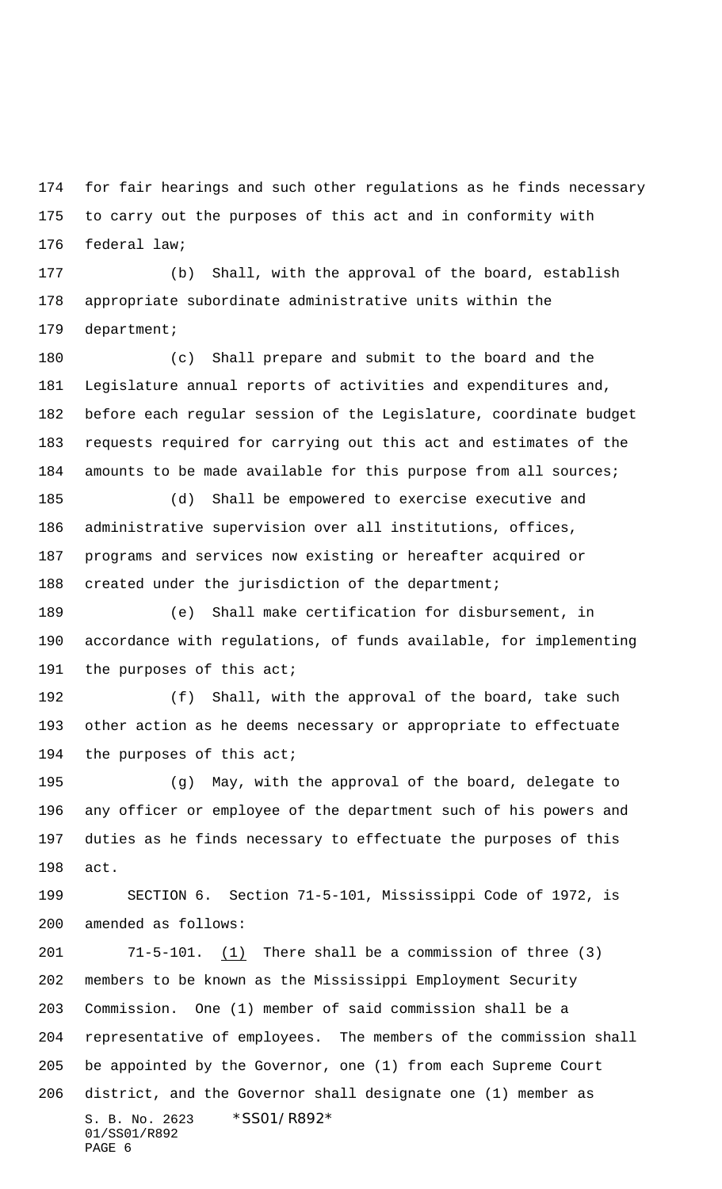for fair hearings and such other regulations as he finds necessary to carry out the purposes of this act and in conformity with federal law;

(b) Shall, with the approval of the board, establish appropriate subordinate administrative units within the department;

(c) Shall prepare and submit to the board and the Legislature annual reports of activities and expenditures and, before each regular session of the Legislature, coordinate budget requests required for carrying out this act and estimates of the amounts to be made available for this purpose from all sources;

(d) Shall be empowered to exercise executive and administrative supervision over all institutions, offices, programs and services now existing or hereafter acquired or created under the jurisdiction of the department;

(e) Shall make certification for disbursement, in accordance with regulations, of funds available, for implementing the purposes of this act;

(f) Shall, with the approval of the board, take such other action as he deems necessary or appropriate to effectuate the purposes of this act;

(g) May, with the approval of the board, delegate to any officer or employee of the department such of his powers and duties as he finds necessary to effectuate the purposes of this act.

SECTION 6. Section 71-5-101, Mississippi Code of 1972, is amended as follows:

71-5-101. (1) There shall be a commission of three (3) members to be known as the Mississippi Employment Security Commission. One (1) member of said commission shall be a representative of employees. The members of the commission shall be appointed by the Governor, one (1) from each Supreme Court district, and the Governor shall designate one (1) member as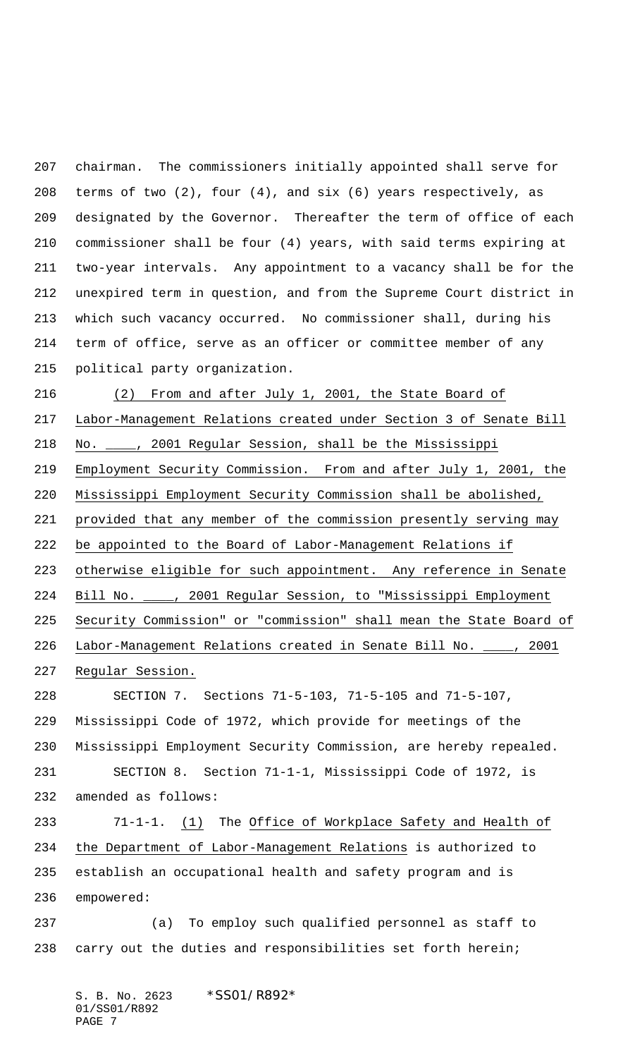chairman. The commissioners initially appointed shall serve for terms of two (2), four (4), and six (6) years respectively, as designated by the Governor. Thereafter the term of office of each commissioner shall be four (4) years, with said terms expiring at two-year intervals. Any appointment to a vacancy shall be for the unexpired term in question, and from the Supreme Court district in which such vacancy occurred. No commissioner shall, during his term of office, serve as an officer or committee member of any political party organization.

(2) From and after July 1, 2001, the State Board of Labor-Management Relations created under Section 3 of Senate Bill No. ____, 2001 Regular Session, shall be the Mississippi Employment Security Commission. From and after July 1, 2001, the Mississippi Employment Security Commission shall be abolished, provided that any member of the commission presently serving may be appointed to the Board of Labor-Management Relations if otherwise eligible for such appointment. Any reference in Senate Bill No. ____, 2001 Regular Session, to "Mississippi Employment Security Commission" or "commission" shall mean the State Board of Labor-Management Relations created in Senate Bill No. ____, 2001 Regular Session.

SECTION 7. Sections 71-5-103, 71-5-105 and 71-5-107, Mississippi Code of 1972, which provide for meetings of the Mississippi Employment Security Commission, are hereby repealed.

SECTION 8. Section 71-1-1, Mississippi Code of 1972, is amended as follows:

71-1-1. (1) The Office of Workplace Safety and Health of the Department of Labor-Management Relations is authorized to establish an occupational health and safety program and is empowered:

(a) To employ such qualified personnel as staff to carry out the duties and responsibilities set forth herein;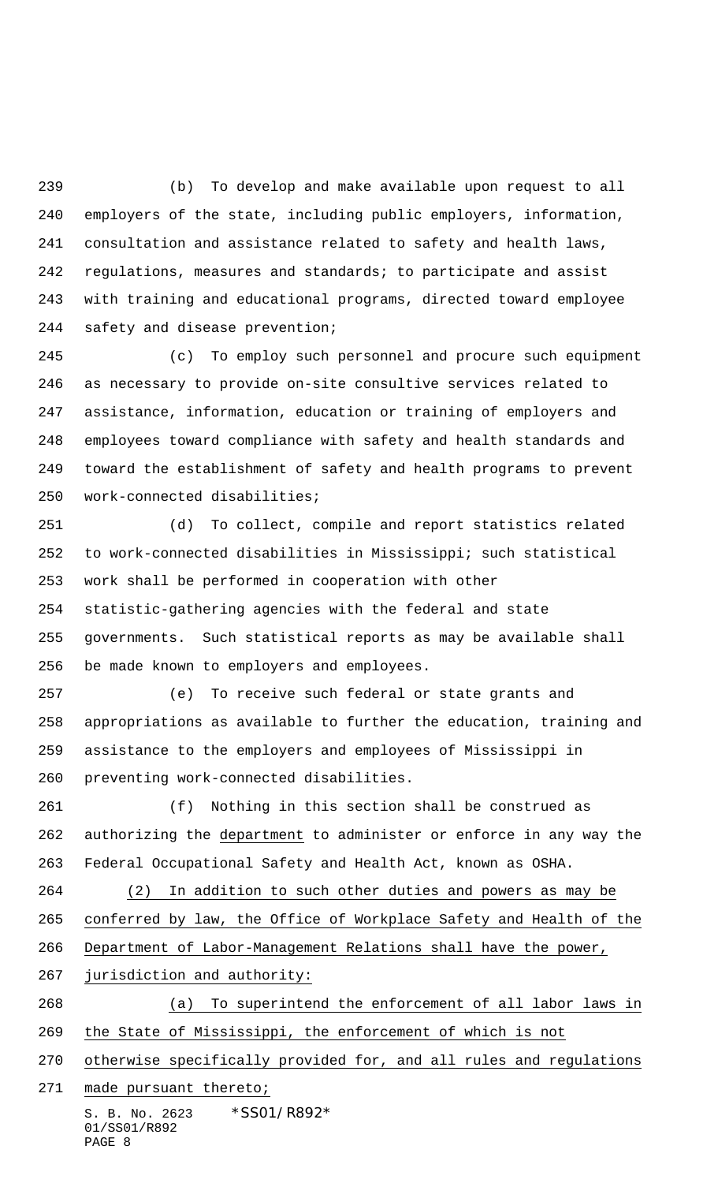(b) To develop and make available upon request to all employers of the state, including public employers, information, consultation and assistance related to safety and health laws, regulations, measures and standards; to participate and assist with training and educational programs, directed toward employee safety and disease prevention;

(c) To employ such personnel and procure such equipment as necessary to provide on-site consultive services related to assistance, information, education or training of employers and employees toward compliance with safety and health standards and toward the establishment of safety and health programs to prevent work-connected disabilities;

(d) To collect, compile and report statistics related to work-connected disabilities in Mississippi; such statistical work shall be performed in cooperation with other statistic-gathering agencies with the federal and state governments. Such statistical reports as may be available shall be made known to employers and employees.

(e) To receive such federal or state grants and appropriations as available to further the education, training and assistance to the employers and employees of Mississippi in preventing work-connected disabilities.

(f) Nothing in this section shall be construed as authorizing the department to administer or enforce in any way the Federal Occupational Safety and Health Act, known as OSHA.

(2) In addition to such other duties and powers as may be conferred by law, the Office of Workplace Safety and Health of the Department of Labor-Management Relations shall have the power, jurisdiction and authority:

(a) To superintend the enforcement of all labor laws in the State of Mississippi, the enforcement of which is not otherwise specifically provided for, and all rules and regulations made pursuant thereto;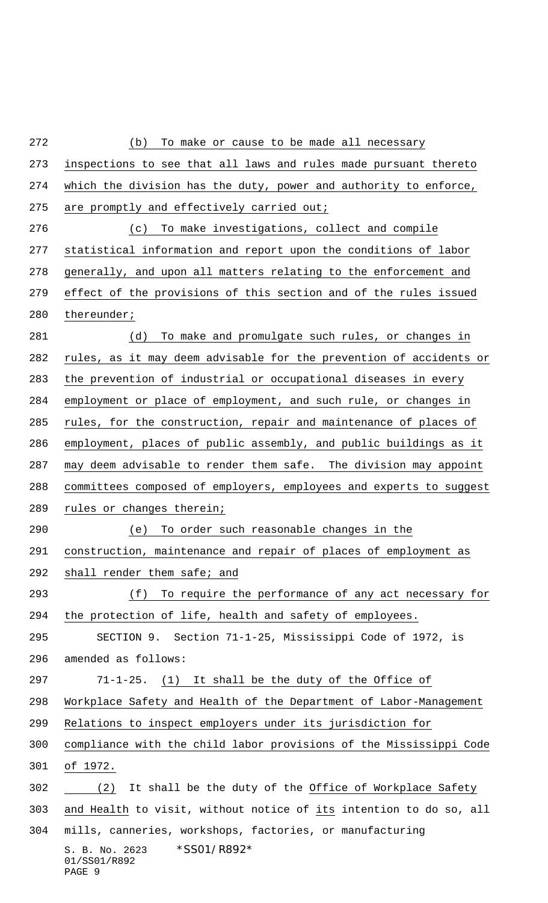(b) To make or cause to be made all necessary inspections to see that all laws and rules made pursuant thereto which the division has the duty, power and authority to enforce, are promptly and effectively carried out;

(c) To make investigations, collect and compile statistical information and report upon the conditions of labor generally, and upon all matters relating to the enforcement and effect of the provisions of this section and of the rules issued thereunder;

(d) To make and promulgate such rules, or changes in rules, as it may deem advisable for the prevention of accidents or the prevention of industrial or occupational diseases in every employment or place of employment, and such rule, or changes in rules, for the construction, repair and maintenance of places of employment, places of public assembly, and public buildings as it may deem advisable to render them safe. The division may appoint committees composed of employers, employees and experts to suggest rules or changes therein;

(e) To order such reasonable changes in the construction, maintenance and repair of places of employment as shall render them safe; and

(f) To require the performance of any act necessary for the protection of life, health and safety of employees.

SECTION 9. Section 71-1-25, Mississippi Code of 1972, is amended as follows:

71-1-25. (1) It shall be the duty of the Office of Workplace Safety and Health of the Department of Labor-Management Relations to inspect employers under its jurisdiction for compliance with the child labor provisions of the Mississippi Code of 1972.

(2) It shall be the duty of the Office of Workplace Safety and Health to visit, without notice of its intention to do so, all mills, canneries, workshops, factories, or manufacturing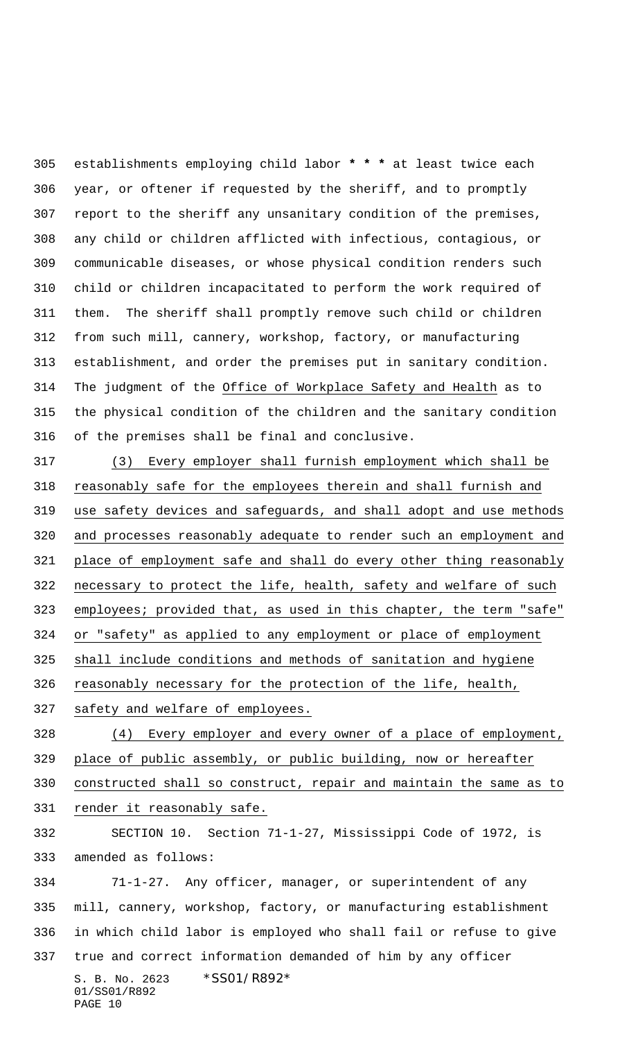establishments employing child labor * * * at least twice each year, or oftener if requested by the sheriff, and to promptly report to the sheriff any unsanitary condition of the premises, any child or children afflicted with infectious, contagious, or communicable diseases, or whose physical condition renders such child or children incapacitated to perform the work required of them. The sheriff shall promptly remove such child or children from such mill, cannery, workshop, factory, or manufacturing establishment, and order the premises put in sanitary condition. The judgment of the Office of Workplace Safety and Health as to the physical condition of the children and the sanitary condition of the premises shall be final and conclusive.

(3) Every employer shall furnish employment which shall be reasonably safe for the employees therein and shall furnish and use safety devices and safeguards, and shall adopt and use methods and processes reasonably adequate to render such an employment and place of employment safe and shall do every other thing reasonably necessary to protect the life, health, safety and welfare of such employees; provided that, as used in this chapter, the term "safe" or "safety" as applied to any employment or place of employment shall include conditions and methods of sanitation and hygiene reasonably necessary for the protection of the life, health, safety and welfare of employees.

(4) Every employer and every owner of a place of employment, place of public assembly, or public building, now or hereafter constructed shall so construct, repair and maintain the same as to render it reasonably safe.

SECTION 10. Section 71-1-27, Mississippi Code of 1972, is amended as follows:

71-1-27. Any officer, manager, or superintendent of any mill, cannery, workshop, factory, or manufacturing establishment in which child labor is employed who shall fail or refuse to give true and correct information demanded of him by any officer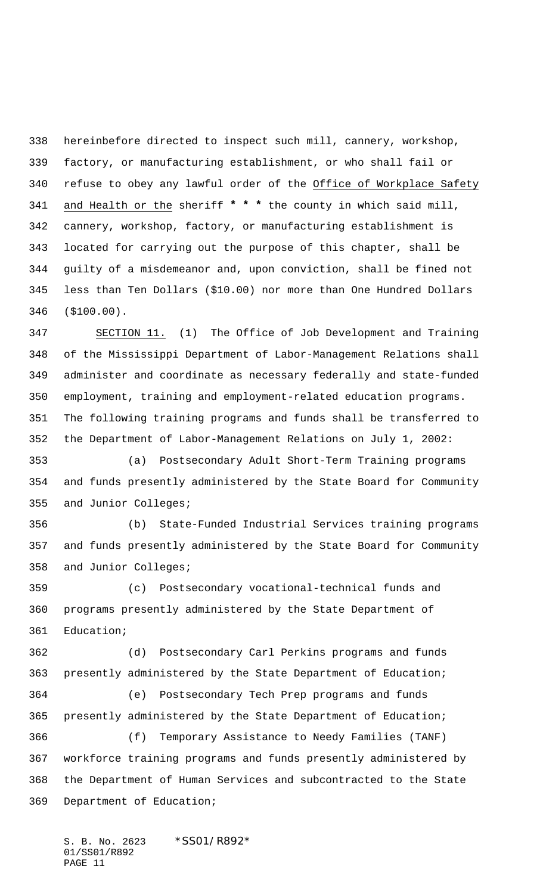hereinbefore directed to inspect such mill, cannery, workshop, factory, or manufacturing establishment, or who shall fail or refuse to obey any lawful order of the Office of Workplace Safety and Health or the sheriff * * * the county in which said mill, cannery, workshop, factory, or manufacturing establishment is located for carrying out the purpose of this chapter, shall be guilty of a misdemeanor and, upon conviction, shall be fined not less than Ten Dollars ($10.00) nor more than One Hundred Dollars ($100.00).

SECTION 11. (1) The Office of Job Development and Training of the Mississippi Department of Labor-Management Relations shall administer and coordinate as necessary federally and state-funded employment, training and employment-related education programs. The following training programs and funds shall be transferred to the Department of Labor-Management Relations on July 1, 2002:

(a) Postsecondary Adult Short-Term Training programs and funds presently administered by the State Board for Community and Junior Colleges;

(b) State-Funded Industrial Services training programs and funds presently administered by the State Board for Community and Junior Colleges;

(c) Postsecondary vocational-technical funds and programs presently administered by the State Department of Education;

(d) Postsecondary Carl Perkins programs and funds presently administered by the State Department of Education;

(e) Postsecondary Tech Prep programs and funds presently administered by the State Department of Education;

(f) Temporary Assistance to Needy Families (TANF) workforce training programs and funds presently administered by the Department of Human Services and subcontracted to the State Department of Education;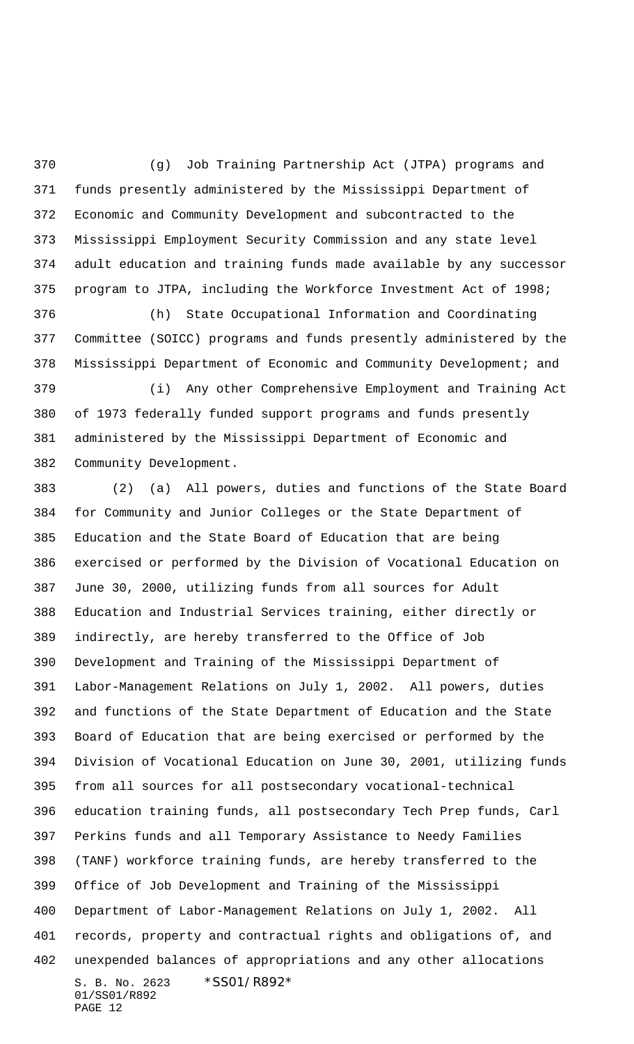(g) Job Training Partnership Act (JTPA) programs and funds presently administered by the Mississippi Department of Economic and Community Development and subcontracted to the Mississippi Employment Security Commission and any state level adult education and training funds made available by any successor program to JTPA, including the Workforce Investment Act of 1998;

(h) State Occupational Information and Coordinating Committee (SOICC) programs and funds presently administered by the Mississippi Department of Economic and Community Development; and

(i) Any other Comprehensive Employment and Training Act of 1973 federally funded support programs and funds presently administered by the Mississippi Department of Economic and Community Development.

(2) (a) All powers, duties and functions of the State Board for Community and Junior Colleges or the State Department of Education and the State Board of Education that are being exercised or performed by the Division of Vocational Education on June 30, 2000, utilizing funds from all sources for Adult Education and Industrial Services training, either directly or indirectly, are hereby transferred to the Office of Job Development and Training of the Mississippi Department of Labor-Management Relations on July 1, 2002. All powers, duties and functions of the State Department of Education and the State Board of Education that are being exercised or performed by the Division of Vocational Education on June 30, 2001, utilizing funds from all sources for all postsecondary vocational-technical education training funds, all postsecondary Tech Prep funds, Carl Perkins funds and all Temporary Assistance to Needy Families (TANF) workforce training funds, are hereby transferred to the Office of Job Development and Training of the Mississippi Department of Labor-Management Relations on July 1, 2002. All records, property and contractual rights and obligations of, and unexpended balances of appropriations and any other allocations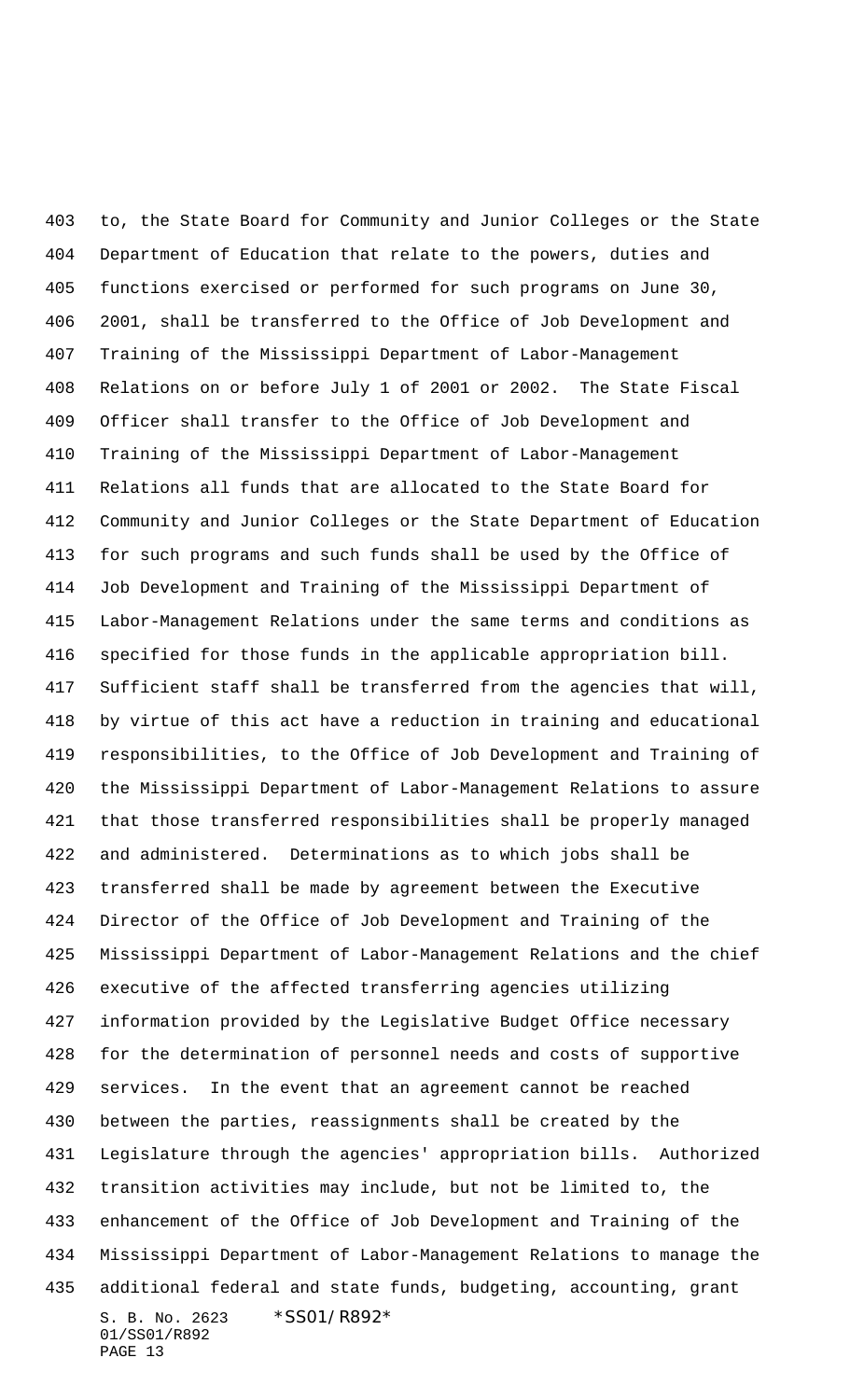to, the State Board for Community and Junior Colleges or the State Department of Education that relate to the powers, duties and functions exercised or performed for such programs on June 30, 2001, shall be transferred to the Office of Job Development and Training of the Mississippi Department of Labor-Management Relations on or before July 1 of 2001 or 2002. The State Fiscal Officer shall transfer to the Office of Job Development and Training of the Mississippi Department of Labor-Management Relations all funds that are allocated to the State Board for Community and Junior Colleges or the State Department of Education for such programs and such funds shall be used by the Office of Job Development and Training of the Mississippi Department of Labor-Management Relations under the same terms and conditions as specified for those funds in the applicable appropriation bill. Sufficient staff shall be transferred from the agencies that will, by virtue of this act have a reduction in training and educational responsibilities, to the Office of Job Development and Training of the Mississippi Department of Labor-Management Relations to assure that those transferred responsibilities shall be properly managed and administered. Determinations as to which jobs shall be transferred shall be made by agreement between the Executive Director of the Office of Job Development and Training of the Mississippi Department of Labor-Management Relations and the chief executive of the affected transferring agencies utilizing information provided by the Legislative Budget Office necessary for the determination of personnel needs and costs of supportive services. In the event that an agreement cannot be reached between the parties, reassignments shall be created by the Legislature through the agencies' appropriation bills. Authorized transition activities may include, but not be limited to, the enhancement of the Office of Job Development and Training of the Mississippi Department of Labor-Management Relations to manage the additional federal and state funds, budgeting, accounting, grant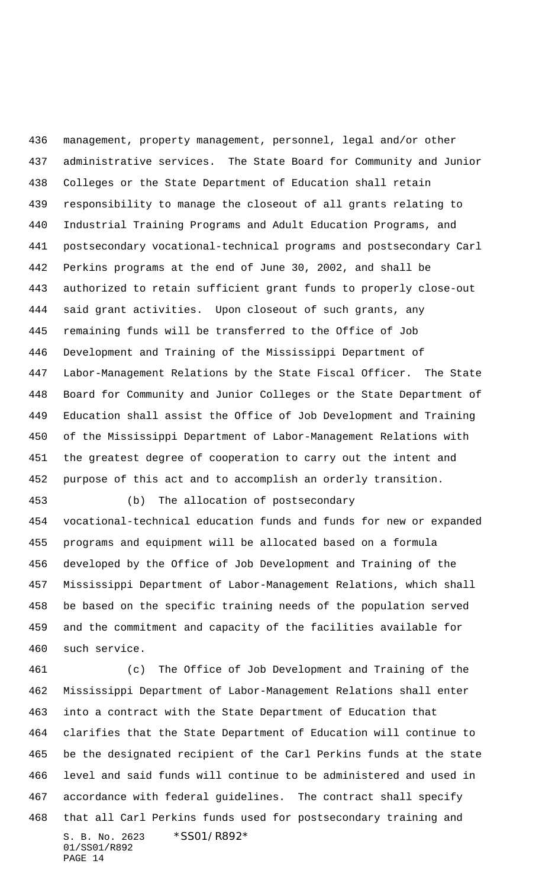management, property management, personnel, legal and/or other administrative services. The State Board for Community and Junior Colleges or the State Department of Education shall retain responsibility to manage the closeout of all grants relating to Industrial Training Programs and Adult Education Programs, and postsecondary vocational-technical programs and postsecondary Carl Perkins programs at the end of June 30, 2002, and shall be authorized to retain sufficient grant funds to properly close-out said grant activities. Upon closeout of such grants, any remaining funds will be transferred to the Office of Job Development and Training of the Mississippi Department of Labor-Management Relations by the State Fiscal Officer. The State Board for Community and Junior Colleges or the State Department of Education shall assist the Office of Job Development and Training of the Mississippi Department of Labor-Management Relations with the greatest degree of cooperation to carry out the intent and purpose of this act and to accomplish an orderly transition.

(b) The allocation of postsecondary vocational-technical education funds and funds for new or expanded programs and equipment will be allocated based on a formula developed by the Office of Job Development and Training of the Mississippi Department of Labor-Management Relations, which shall be based on the specific training needs of the population served and the commitment and capacity of the facilities available for such service.

(c) The Office of Job Development and Training of the Mississippi Department of Labor-Management Relations shall enter into a contract with the State Department of Education that clarifies that the State Department of Education will continue to be the designated recipient of the Carl Perkins funds at the state level and said funds will continue to be administered and used in accordance with federal guidelines. The contract shall specify that all Carl Perkins funds used for postsecondary training and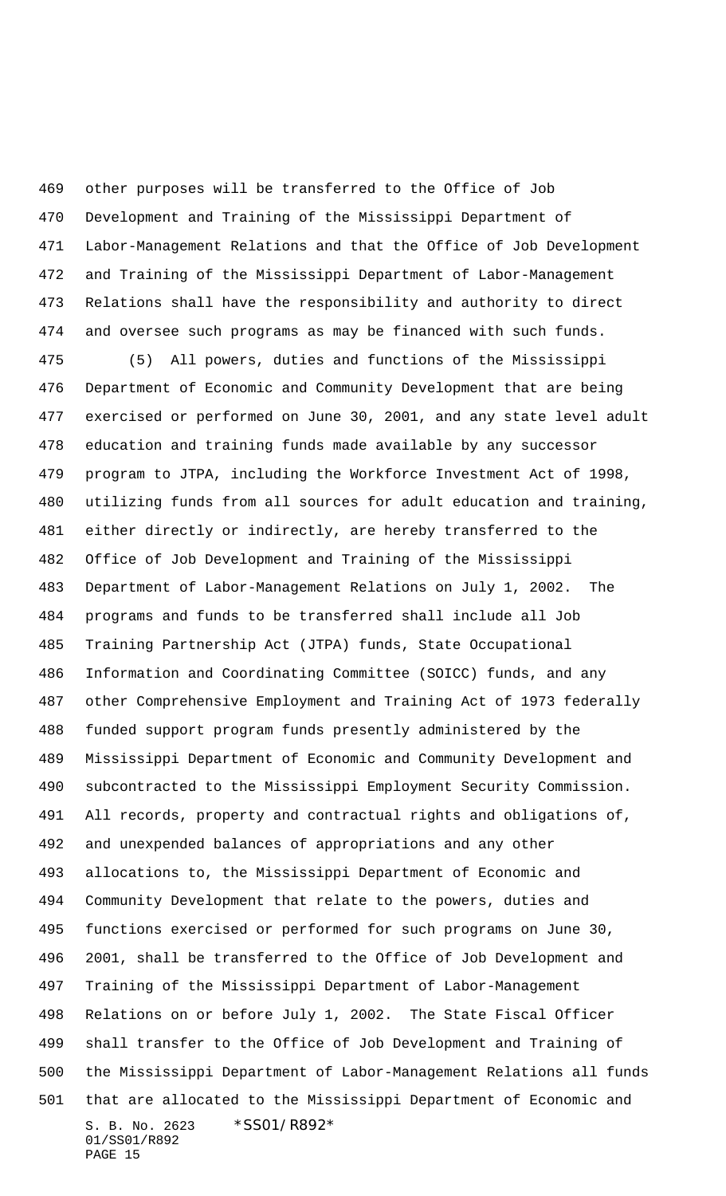other purposes will be transferred to the Office of Job Development and Training of the Mississippi Department of Labor-Management Relations and that the Office of Job Development and Training of the Mississippi Department of Labor-Management Relations shall have the responsibility and authority to direct and oversee such programs as may be financed with such funds.

(5) All powers, duties and functions of the Mississippi Department of Economic and Community Development that are being exercised or performed on June 30, 2001, and any state level adult education and training funds made available by any successor program to JTPA, including the Workforce Investment Act of 1998, utilizing funds from all sources for adult education and training, either directly or indirectly, are hereby transferred to the Office of Job Development and Training of the Mississippi Department of Labor-Management Relations on July 1, 2002. The programs and funds to be transferred shall include all Job Training Partnership Act (JTPA) funds, State Occupational Information and Coordinating Committee (SOICC) funds, and any other Comprehensive Employment and Training Act of 1973 federally funded support program funds presently administered by the Mississippi Department of Economic and Community Development and subcontracted to the Mississippi Employment Security Commission. All records, property and contractual rights and obligations of, and unexpended balances of appropriations and any other allocations to, the Mississippi Department of Economic and Community Development that relate to the powers, duties and functions exercised or performed for such programs on June 30, 2001, shall be transferred to the Office of Job Development and Training of the Mississippi Department of Labor-Management Relations on or before July 1, 2002. The State Fiscal Officer shall transfer to the Office of Job Development and Training of the Mississippi Department of Labor-Management Relations all funds that are allocated to the Mississippi Department of Economic and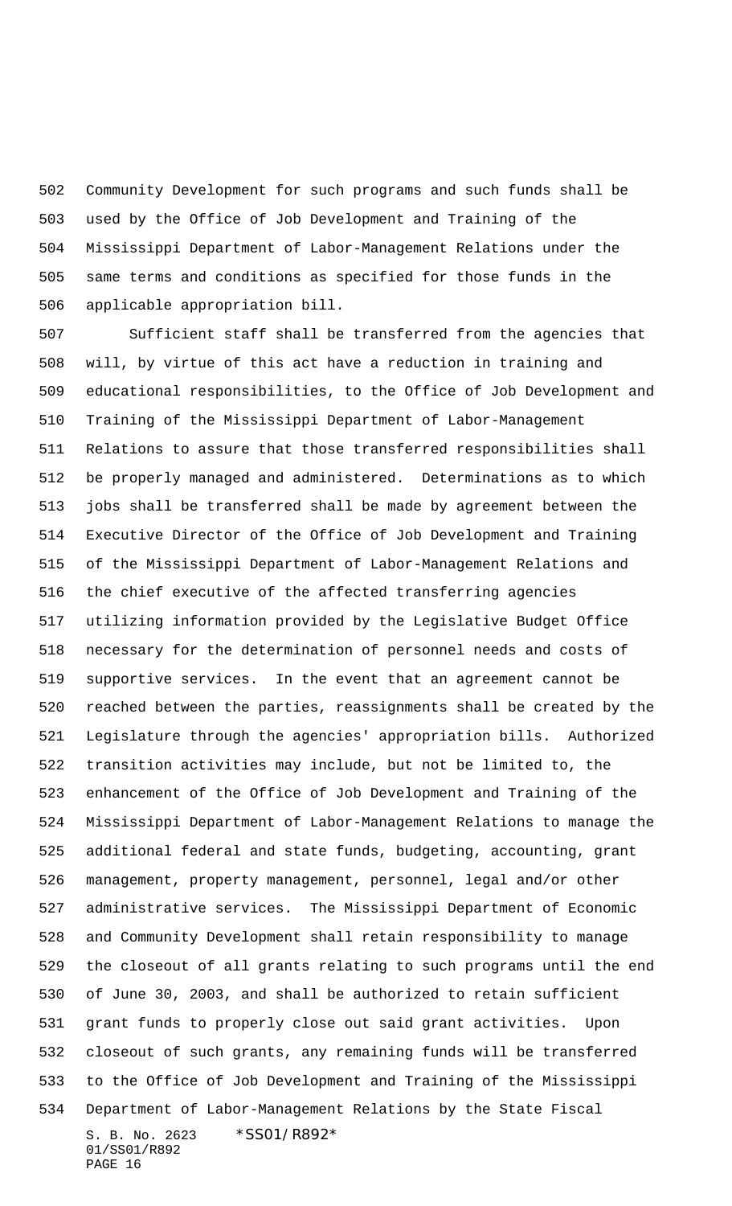Community Development for such programs and such funds shall be used by the Office of Job Development and Training of the Mississippi Department of Labor-Management Relations under the same terms and conditions as specified for those funds in the applicable appropriation bill.

Sufficient staff shall be transferred from the agencies that will, by virtue of this act have a reduction in training and educational responsibilities, to the Office of Job Development and Training of the Mississippi Department of Labor-Management Relations to assure that those transferred responsibilities shall be properly managed and administered. Determinations as to which jobs shall be transferred shall be made by agreement between the Executive Director of the Office of Job Development and Training of the Mississippi Department of Labor-Management Relations and the chief executive of the affected transferring agencies utilizing information provided by the Legislative Budget Office necessary for the determination of personnel needs and costs of supportive services. In the event that an agreement cannot be reached between the parties, reassignments shall be created by the Legislature through the agencies' appropriation bills. Authorized transition activities may include, but not be limited to, the enhancement of the Office of Job Development and Training of the Mississippi Department of Labor-Management Relations to manage the additional federal and state funds, budgeting, accounting, grant management, property management, personnel, legal and/or other administrative services. The Mississippi Department of Economic and Community Development shall retain responsibility to manage the closeout of all grants relating to such programs until the end of June 30, 2003, and shall be authorized to retain sufficient grant funds to properly close out said grant activities. Upon closeout of such grants, any remaining funds will be transferred to the Office of Job Development and Training of the Mississippi Department of Labor-Management Relations by the State Fiscal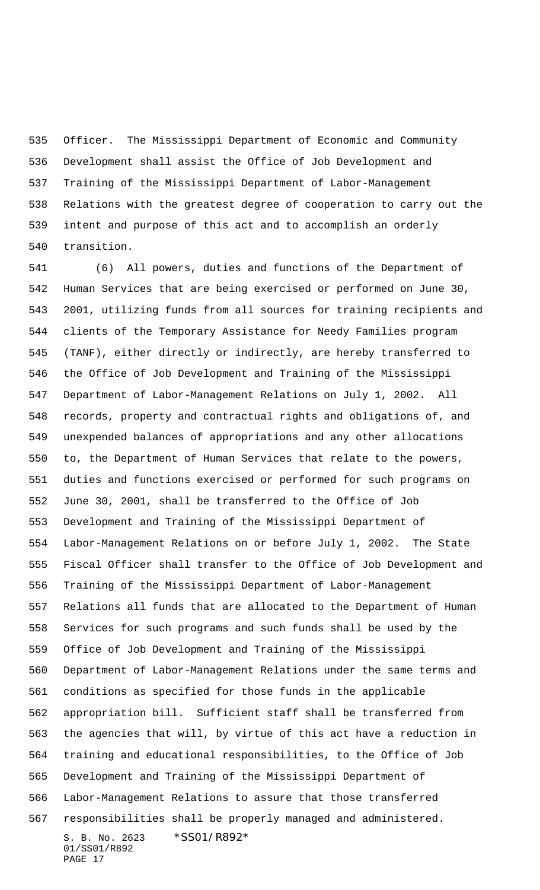Officer. The Mississippi Department of Economic and Community Development shall assist the Office of Job Development and Training of the Mississippi Department of Labor-Management Relations with the greatest degree of cooperation to carry out the intent and purpose of this act and to accomplish an orderly transition.

(6) All powers, duties and functions of the Department of Human Services that are being exercised or performed on June 30, 2001, utilizing funds from all sources for training recipients and clients of the Temporary Assistance for Needy Families program (TANF), either directly or indirectly, are hereby transferred to the Office of Job Development and Training of the Mississippi Department of Labor-Management Relations on July 1, 2002. All records, property and contractual rights and obligations of, and unexpended balances of appropriations and any other allocations to, the Department of Human Services that relate to the powers, duties and functions exercised or performed for such programs on June 30, 2001, shall be transferred to the Office of Job Development and Training of the Mississippi Department of Labor-Management Relations on or before July 1, 2002. The State Fiscal Officer shall transfer to the Office of Job Development and Training of the Mississippi Department of Labor-Management Relations all funds that are allocated to the Department of Human Services for such programs and such funds shall be used by the Office of Job Development and Training of the Mississippi Department of Labor-Management Relations under the same terms and conditions as specified for those funds in the applicable appropriation bill. Sufficient staff shall be transferred from the agencies that will, by virtue of this act have a reduction in training and educational responsibilities, to the Office of Job Development and Training of the Mississippi Department of Labor-Management Relations to assure that those transferred responsibilities shall be properly managed and administered.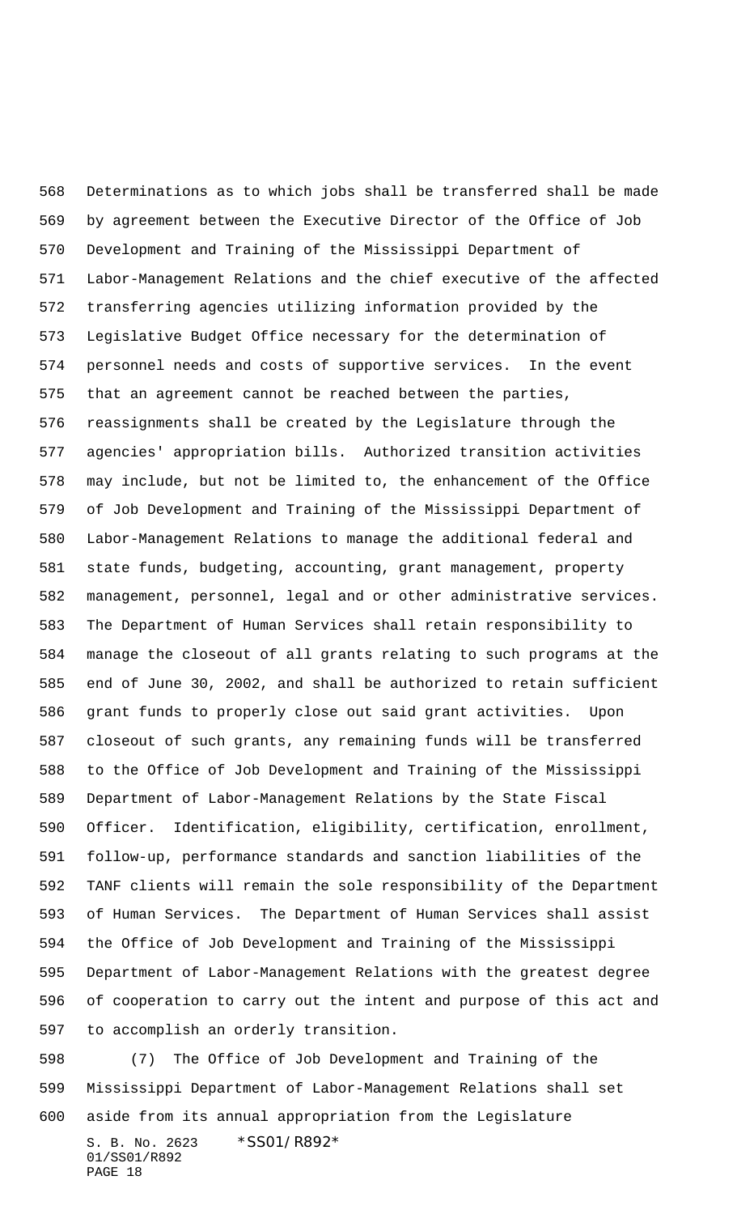Determinations as to which jobs shall be transferred shall be made by agreement between the Executive Director of the Office of Job Development and Training of the Mississippi Department of Labor-Management Relations and the chief executive of the affected transferring agencies utilizing information provided by the Legislative Budget Office necessary for the determination of personnel needs and costs of supportive services. In the event that an agreement cannot be reached between the parties, reassignments shall be created by the Legislature through the agencies' appropriation bills. Authorized transition activities may include, but not be limited to, the enhancement of the Office of Job Development and Training of the Mississippi Department of Labor-Management Relations to manage the additional federal and state funds, budgeting, accounting, grant management, property management, personnel, legal and or other administrative services. The Department of Human Services shall retain responsibility to manage the closeout of all grants relating to such programs at the end of June 30, 2002, and shall be authorized to retain sufficient grant funds to properly close out said grant activities. Upon closeout of such grants, any remaining funds will be transferred to the Office of Job Development and Training of the Mississippi Department of Labor-Management Relations by the State Fiscal Officer. Identification, eligibility, certification, enrollment, follow-up, performance standards and sanction liabilities of the TANF clients will remain the sole responsibility of the Department of Human Services. The Department of Human Services shall assist the Office of Job Development and Training of the Mississippi Department of Labor-Management Relations with the greatest degree of cooperation to carry out the intent and purpose of this act and to accomplish an orderly transition.

(7) The Office of Job Development and Training of the Mississippi Department of Labor-Management Relations shall set aside from its annual appropriation from the Legislature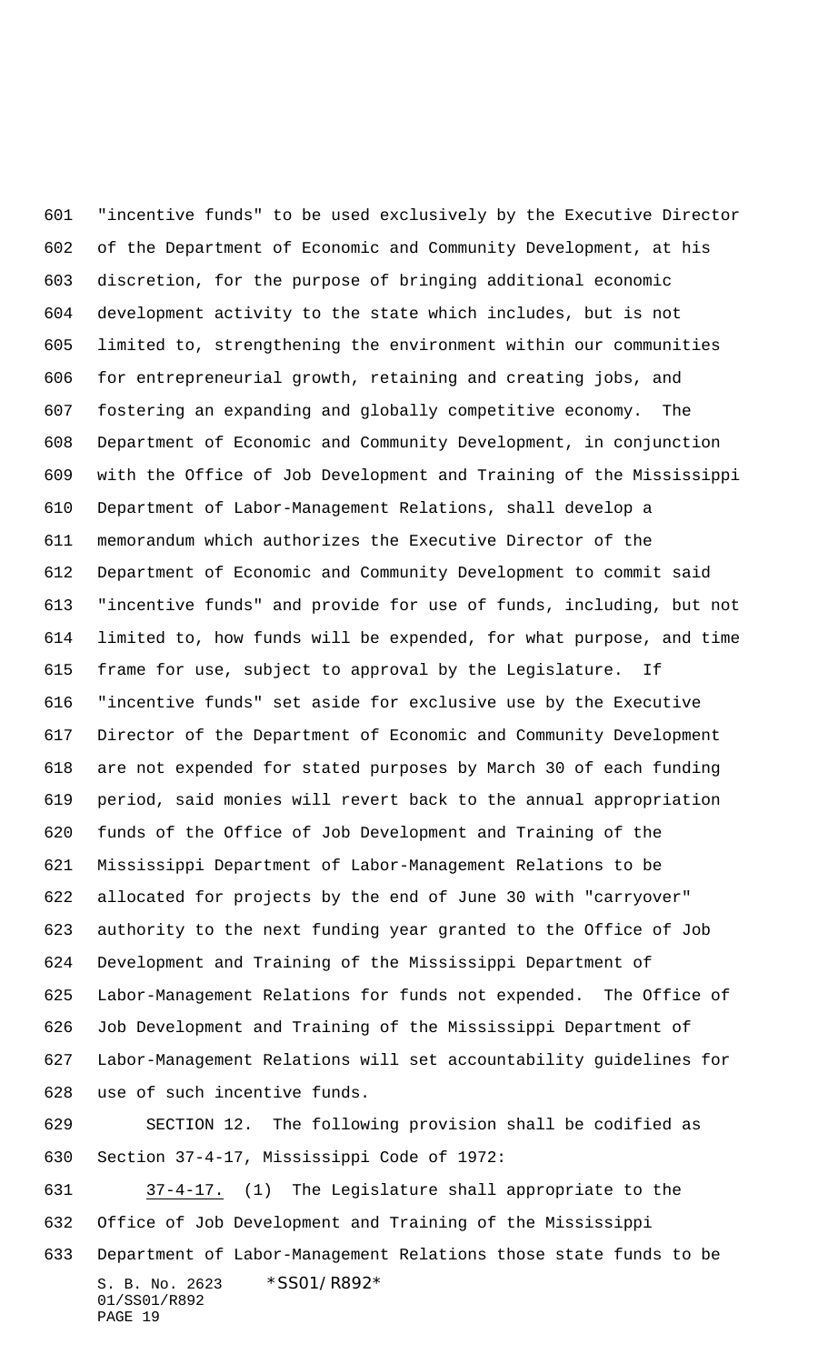"incentive funds" to be used exclusively by the Executive Director of the Department of Economic and Community Development, at his discretion, for the purpose of bringing additional economic development activity to the state which includes, but is not limited to, strengthening the environment within our communities for entrepreneurial growth, retaining and creating jobs, and fostering an expanding and globally competitive economy. The Department of Economic and Community Development, in conjunction with the Office of Job Development and Training of the Mississippi Department of Labor-Management Relations, shall develop a memorandum which authorizes the Executive Director of the Department of Economic and Community Development to commit said "incentive funds" and provide for use of funds, including, but not limited to, how funds will be expended, for what purpose, and time frame for use, subject to approval by the Legislature. If "incentive funds" set aside for exclusive use by the Executive Director of the Department of Economic and Community Development are not expended for stated purposes by March 30 of each funding period, said monies will revert back to the annual appropriation funds of the Office of Job Development and Training of the Mississippi Department of Labor-Management Relations to be allocated for projects by the end of June 30 with "carryover" authority to the next funding year granted to the Office of Job Development and Training of the Mississippi Department of Labor-Management Relations for funds not expended. The Office of Job Development and Training of the Mississippi Department of Labor-Management Relations will set accountability guidelines for use of such incentive funds.

SECTION 12. The following provision shall be codified as Section 37-4-17, Mississippi Code of 1972:

37-4-17. (1) The Legislature shall appropriate to the Office of Job Development and Training of the Mississippi Department of Labor-Management Relations those state funds to be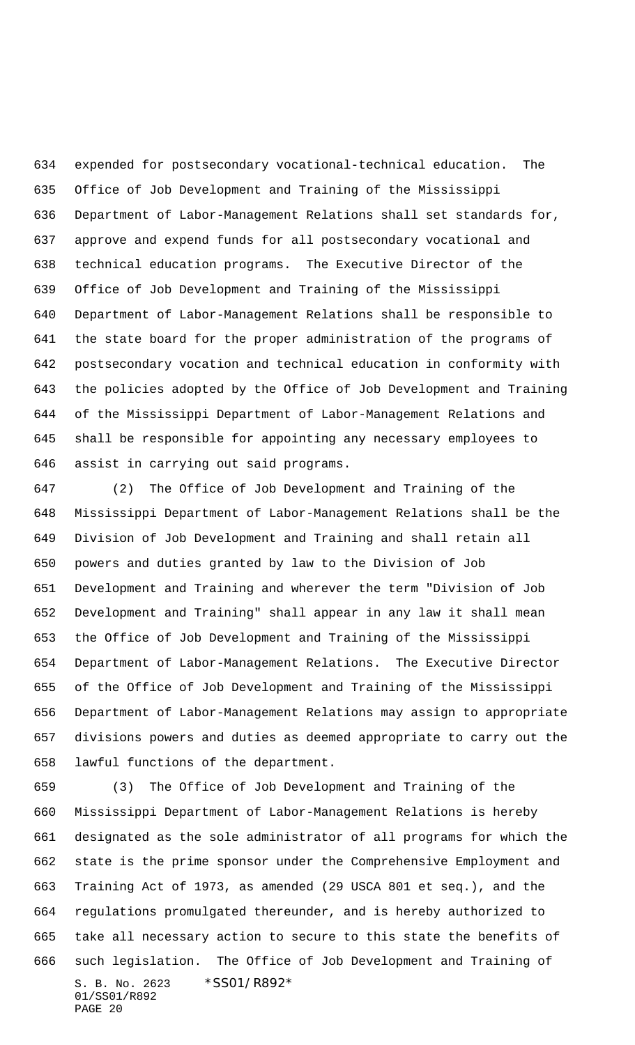expended for postsecondary vocational-technical education. The Office of Job Development and Training of the Mississippi Department of Labor-Management Relations shall set standards for, approve and expend funds for all postsecondary vocational and technical education programs. The Executive Director of the Office of Job Development and Training of the Mississippi Department of Labor-Management Relations shall be responsible to the state board for the proper administration of the programs of postsecondary vocation and technical education in conformity with the policies adopted by the Office of Job Development and Training of the Mississippi Department of Labor-Management Relations and shall be responsible for appointing any necessary employees to assist in carrying out said programs.

(2) The Office of Job Development and Training of the Mississippi Department of Labor-Management Relations shall be the Division of Job Development and Training and shall retain all powers and duties granted by law to the Division of Job Development and Training and wherever the term "Division of Job Development and Training" shall appear in any law it shall mean the Office of Job Development and Training of the Mississippi Department of Labor-Management Relations. The Executive Director of the Office of Job Development and Training of the Mississippi Department of Labor-Management Relations may assign to appropriate divisions powers and duties as deemed appropriate to carry out the lawful functions of the department.

(3) The Office of Job Development and Training of the Mississippi Department of Labor-Management Relations is hereby designated as the sole administrator of all programs for which the state is the prime sponsor under the Comprehensive Employment and Training Act of 1973, as amended (29 USCA 801 et seq.), and the regulations promulgated thereunder, and is hereby authorized to take all necessary action to secure to this state the benefits of such legislation. The Office of Job Development and Training of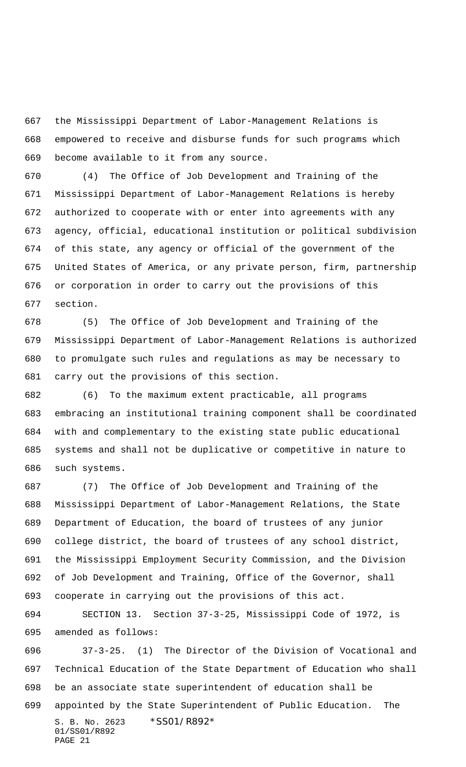the Mississippi Department of Labor-Management Relations is empowered to receive and disburse funds for such programs which become available to it from any source.

(4) The Office of Job Development and Training of the Mississippi Department of Labor-Management Relations is hereby authorized to cooperate with or enter into agreements with any agency, official, educational institution or political subdivision of this state, any agency or official of the government of the United States of America, or any private person, firm, partnership or corporation in order to carry out the provisions of this section.

(5) The Office of Job Development and Training of the Mississippi Department of Labor-Management Relations is authorized to promulgate such rules and regulations as may be necessary to carry out the provisions of this section.

(6) To the maximum extent practicable, all programs embracing an institutional training component shall be coordinated with and complementary to the existing state public educational systems and shall not be duplicative or competitive in nature to such systems.

(7) The Office of Job Development and Training of the Mississippi Department of Labor-Management Relations, the State Department of Education, the board of trustees of any junior college district, the board of trustees of any school district, the Mississippi Employment Security Commission, and the Division of Job Development and Training, Office of the Governor, shall cooperate in carrying out the provisions of this act.

SECTION 13. Section 37-3-25, Mississippi Code of 1972, is amended as follows:

37-3-25. (1) The Director of the Division of Vocational and Technical Education of the State Department of Education who shall be an associate state superintendent of education shall be appointed by the State Superintendent of Public Education. The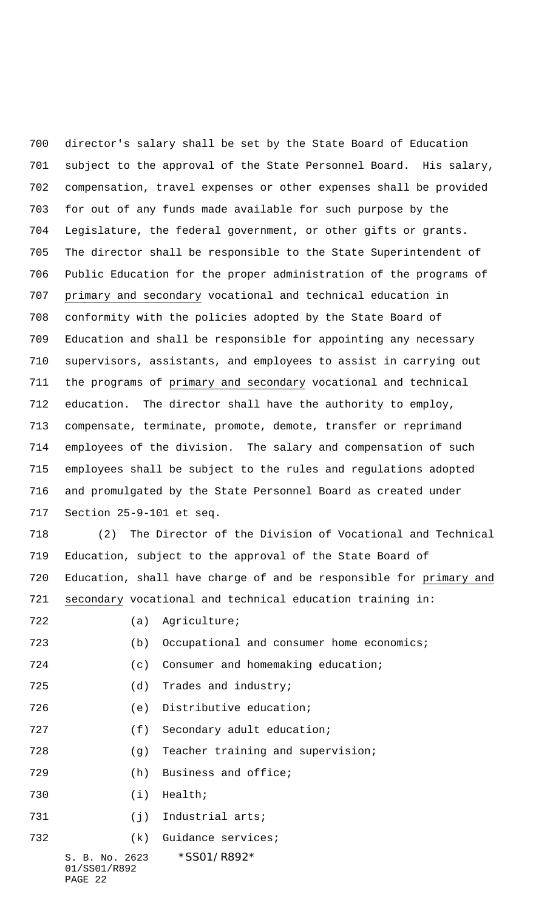director's salary shall be set by the State Board of Education subject to the approval of the State Personnel Board. His salary, compensation, travel expenses or other expenses shall be provided for out of any funds made available for such purpose by the Legislature, the federal government, or other gifts or grants. The director shall be responsible to the State Superintendent of Public Education for the proper administration of the programs of primary and secondary vocational and technical education in conformity with the policies adopted by the State Board of Education and shall be responsible for appointing any necessary supervisors, assistants, and employees to assist in carrying out the programs of primary and secondary vocational and technical education. The director shall have the authority to employ, compensate, terminate, promote, demote, transfer or reprimand employees of the division. The salary and compensation of such employees shall be subject to the rules and regulations adopted and promulgated by the State Personnel Board as created under Section 25-9-101 et seq.

(2) The Director of the Division of Vocational and Technical Education, subject to the approval of the State Board of Education, shall have charge of and be responsible for primary and secondary vocational and technical education training in:

(a) Agriculture;

(b) Occupational and consumer home economics;

(c) Consumer and homemaking education;

(d) Trades and industry;

(e) Distributive education;

(f) Secondary adult education;

(g) Teacher training and supervision;

(h) Business and office;

(i) Health;

(j) Industrial arts;

(k) Guidance services;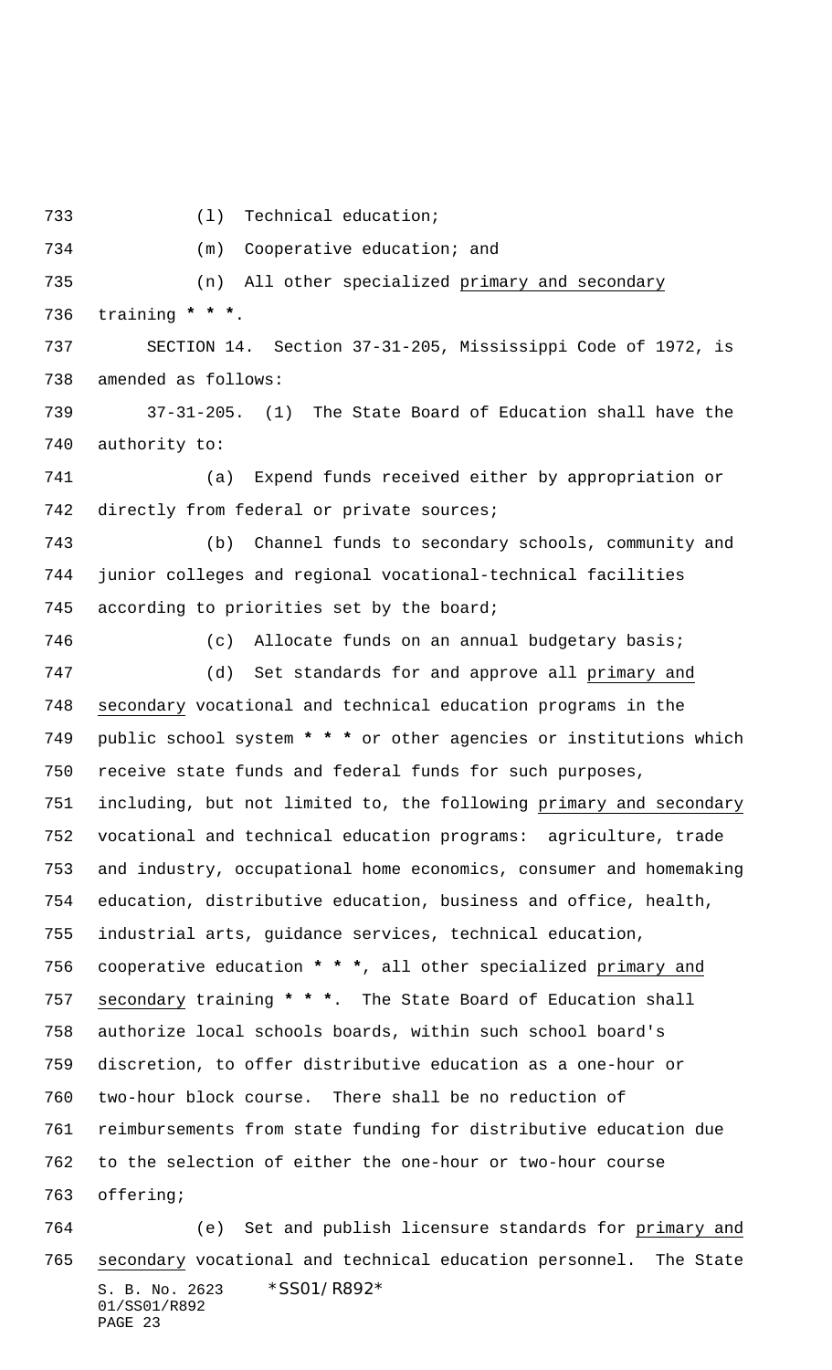(l) Technical education;

(m) Cooperative education; and

(n) All other specialized primary and secondary training * * *.

SECTION 14. Section 37-31-205, Mississippi Code of 1972, is amended as follows:

37-31-205. (1) The State Board of Education shall have the authority to:

(a) Expend funds received either by appropriation or directly from federal or private sources;

(b) Channel funds to secondary schools, community and junior colleges and regional vocational-technical facilities according to priorities set by the board;

(c) Allocate funds on an annual budgetary basis;

(d) Set standards for and approve all primary and secondary vocational and technical education programs in the public school system * * * or other agencies or institutions which receive state funds and federal funds for such purposes, including, but not limited to, the following primary and secondary vocational and technical education programs: agriculture, trade and industry, occupational home economics, consumer and homemaking education, distributive education, business and office, health, industrial arts, guidance services, technical education, cooperative education * * *, all other specialized primary and secondary training * * *. The State Board of Education shall authorize local schools boards, within such school board's discretion, to offer distributive education as a one-hour or two-hour block course. There shall be no reduction of reimbursements from state funding for distributive education due to the selection of either the one-hour or two-hour course offering;

(e) Set and publish licensure standards for primary and secondary vocational and technical education personnel. The State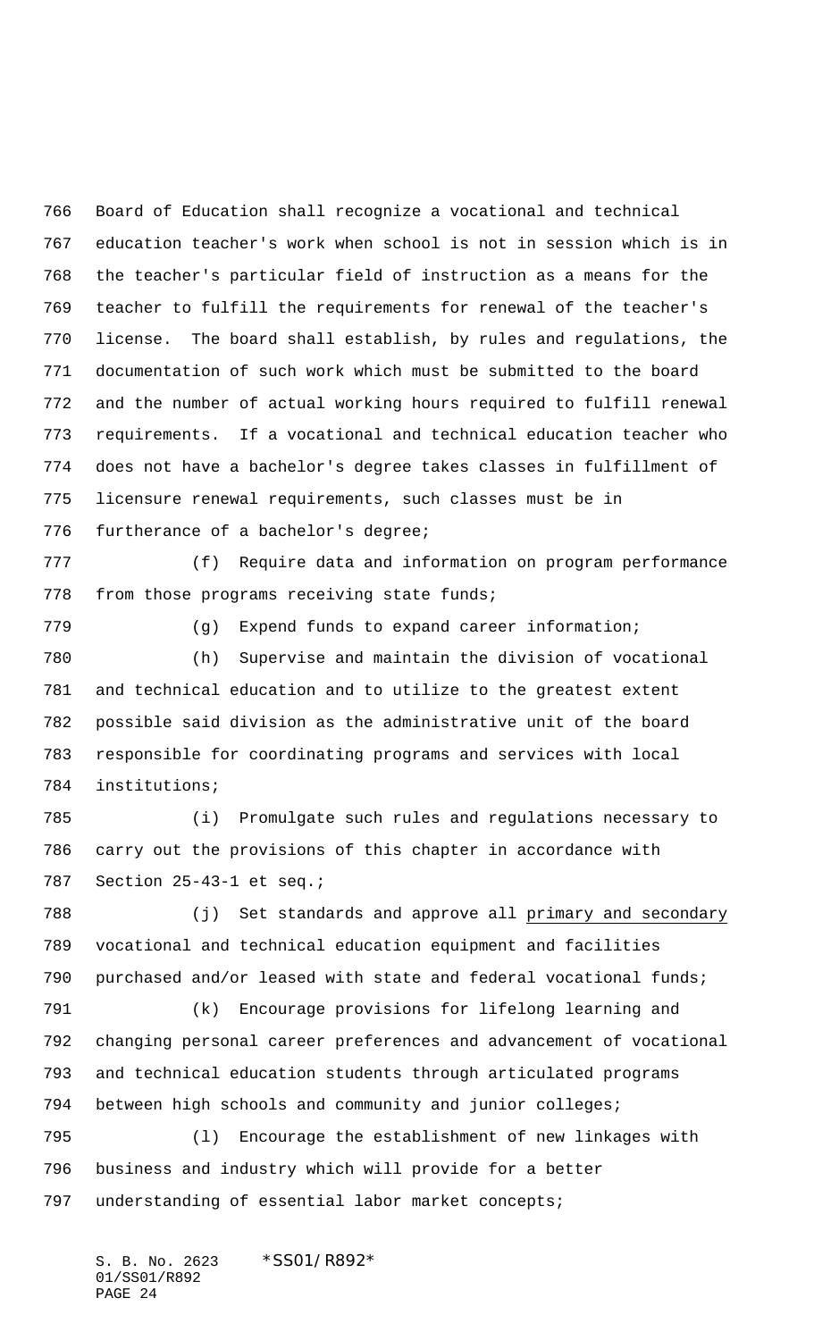Board of Education shall recognize a vocational and technical education teacher's work when school is not in session which is in the teacher's particular field of instruction as a means for the teacher to fulfill the requirements for renewal of the teacher's license. The board shall establish, by rules and regulations, the documentation of such work which must be submitted to the board and the number of actual working hours required to fulfill renewal requirements. If a vocational and technical education teacher who does not have a bachelor's degree takes classes in fulfillment of licensure renewal requirements, such classes must be in furtherance of a bachelor's degree;

(f) Require data and information on program performance from those programs receiving state funds;

(g) Expend funds to expand career information;

(h) Supervise and maintain the division of vocational and technical education and to utilize to the greatest extent possible said division as the administrative unit of the board responsible for coordinating programs and services with local institutions;

(i) Promulgate such rules and regulations necessary to carry out the provisions of this chapter in accordance with Section 25-43-1 et seq.;

(j) Set standards and approve all <u>primary and secondary</u> vocational and technical education equipment and facilities purchased and/or leased with state and federal vocational funds;

(k) Encourage provisions for lifelong learning and changing personal career preferences and advancement of vocational and technical education students through articulated programs between high schools and community and junior colleges;

(l) Encourage the establishment of new linkages with business and industry which will provide for a better understanding of essential labor market concepts;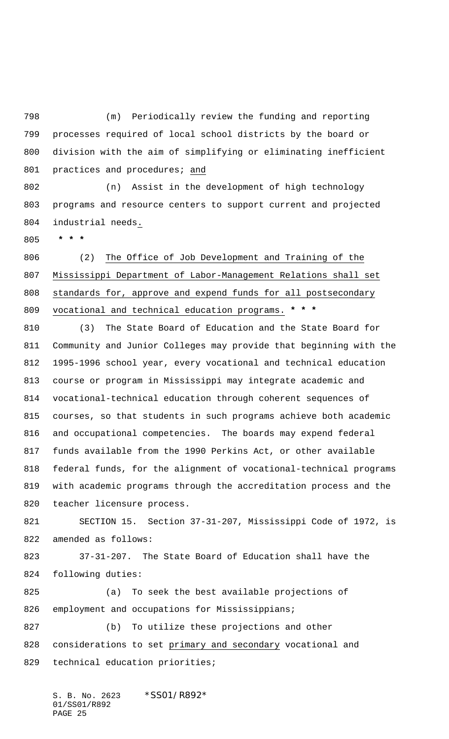(m) Periodically review the funding and reporting processes required of local school districts by the board or division with the aim of simplifying or eliminating inefficient practices and procedures; and

(n) Assist in the development of high technology programs and resource centers to support current and projected industrial needs.

* * *

(2) The Office of Job Development and Training of the Mississippi Department of Labor-Management Relations shall set standards for, approve and expend funds for all postsecondary vocational and technical education programs. * * *

(3) The State Board of Education and the State Board for Community and Junior Colleges may provide that beginning with the 1995-1996 school year, every vocational and technical education course or program in Mississippi may integrate academic and vocational-technical education through coherent sequences of courses, so that students in such programs achieve both academic and occupational competencies. The boards may expend federal funds available from the 1990 Perkins Act, or other available federal funds, for the alignment of vocational-technical programs with academic programs through the accreditation process and the teacher licensure process.

SECTION 15. Section 37-31-207, Mississippi Code of 1972, is amended as follows:

37-31-207. The State Board of Education shall have the following duties:

(a) To seek the best available projections of employment and occupations for Mississippians;

(b) To utilize these projections and other considerations to set primary and secondary vocational and technical education priorities;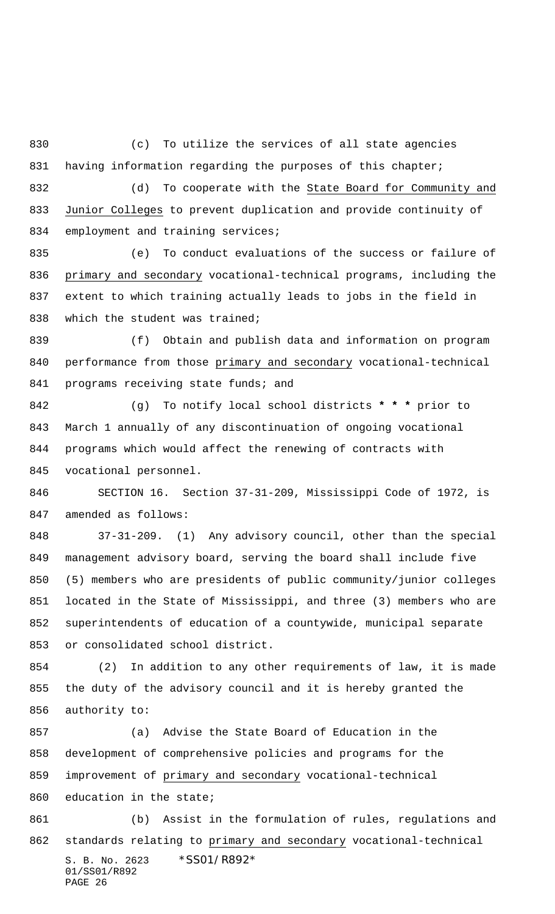(c) To utilize the services of all state agencies having information regarding the purposes of this chapter;

(d) To cooperate with the State Board for Community and Junior Colleges to prevent duplication and provide continuity of employment and training services;

(e) To conduct evaluations of the success or failure of primary and secondary vocational-technical programs, including the extent to which training actually leads to jobs in the field in which the student was trained;

(f) Obtain and publish data and information on program performance from those primary and secondary vocational-technical programs receiving state funds; and

(g) To notify local school districts * * * prior to March 1 annually of any discontinuation of ongoing vocational programs which would affect the renewing of contracts with vocational personnel.

SECTION 16. Section 37-31-209, Mississippi Code of 1972, is amended as follows:

37-31-209. (1) Any advisory council, other than the special management advisory board, serving the board shall include five (5) members who are presidents of public community/junior colleges located in the State of Mississippi, and three (3) members who are superintendents of education of a countywide, municipal separate or consolidated school district.

(2) In addition to any other requirements of law, it is made the duty of the advisory council and it is hereby granted the authority to:

(a) Advise the State Board of Education in the development of comprehensive policies and programs for the improvement of primary and secondary vocational-technical education in the state;

(b) Assist in the formulation of rules, regulations and standards relating to primary and secondary vocational-technical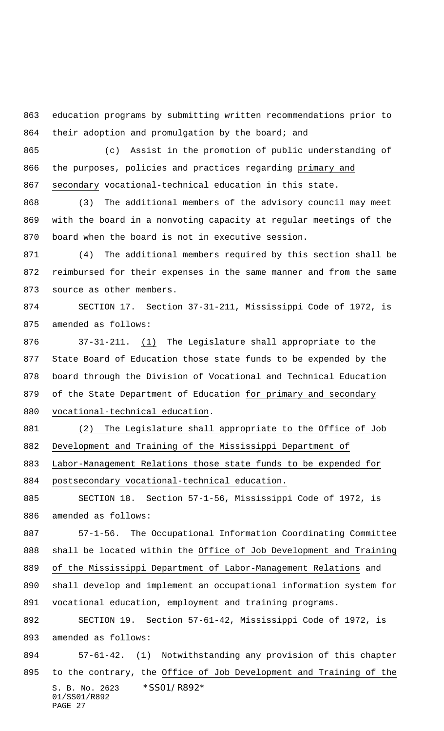education programs by submitting written recommendations prior to their adoption and promulgation by the board; and

(c) Assist in the promotion of public understanding of the purposes, policies and practices regarding primary and secondary vocational-technical education in this state.

(3) The additional members of the advisory council may meet with the board in a nonvoting capacity at regular meetings of the board when the board is not in executive session.

(4) The additional members required by this section shall be reimbursed for their expenses in the same manner and from the same source as other members.

SECTION 17. Section 37-31-211, Mississippi Code of 1972, is amended as follows:

37-31-211. (1) The Legislature shall appropriate to the State Board of Education those state funds to be expended by the board through the Division of Vocational and Technical Education of the State Department of Education for primary and secondary vocational-technical education.

(2) The Legislature shall appropriate to the Office of Job Development and Training of the Mississippi Department of Labor-Management Relations those state funds to be expended for postsecondary vocational-technical education.

SECTION 18. Section 57-1-56, Mississippi Code of 1972, is amended as follows:

57-1-56. The Occupational Information Coordinating Committee shall be located within the Office of Job Development and Training of the Mississippi Department of Labor-Management Relations and shall develop and implement an occupational information system for vocational education, employment and training programs.

SECTION 19. Section 57-61-42, Mississippi Code of 1972, is amended as follows:

57-61-42. (1) Notwithstanding any provision of this chapter to the contrary, the Office of Job Development and Training of the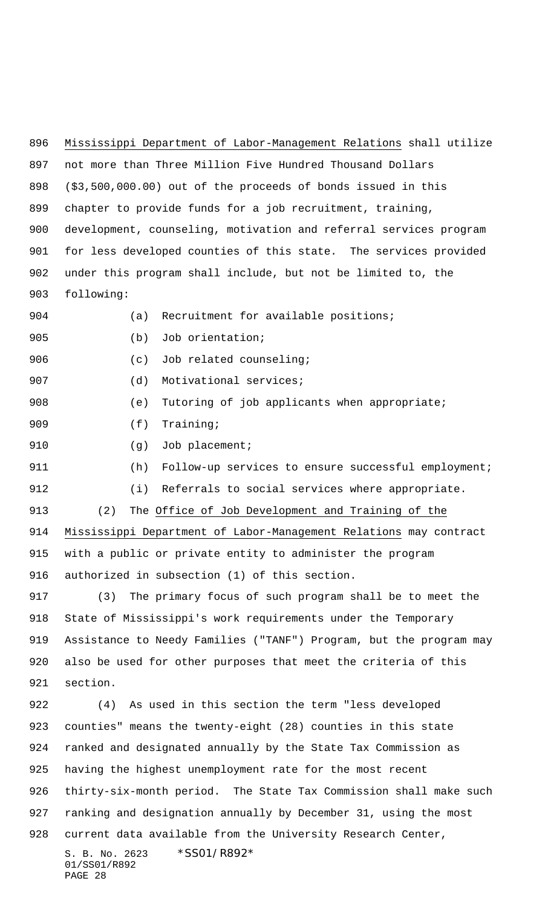Mississippi Department of Labor-Management Relations shall utilize not more than Three Million Five Hundred Thousand Dollars ($3,500,000.00) out of the proceeds of bonds issued in this chapter to provide funds for a job recruitment, training, development, counseling, motivation and referral services program for less developed counties of this state. The services provided under this program shall include, but not be limited to, the following:

(a) Recruitment for available positions;

(b) Job orientation;

(c) Job related counseling;

(d) Motivational services;

(e) Tutoring of job applicants when appropriate;

(f) Training;

(g) Job placement;

(h) Follow-up services to ensure successful employment;

(i) Referrals to social services where appropriate.

(2) The Office of Job Development and Training of the Mississippi Department of Labor-Management Relations may contract with a public or private entity to administer the program authorized in subsection (1) of this section.

(3) The primary focus of such program shall be to meet the State of Mississippi's work requirements under the Temporary Assistance to Needy Families ("TANF") Program, but the program may also be used for other purposes that meet the criteria of this section.

(4) As used in this section the term "less developed counties" means the twenty-eight (28) counties in this state ranked and designated annually by the State Tax Commission as having the highest unemployment rate for the most recent thirty-six-month period. The State Tax Commission shall make such ranking and designation annually by December 31, using the most current data available from the University Research Center,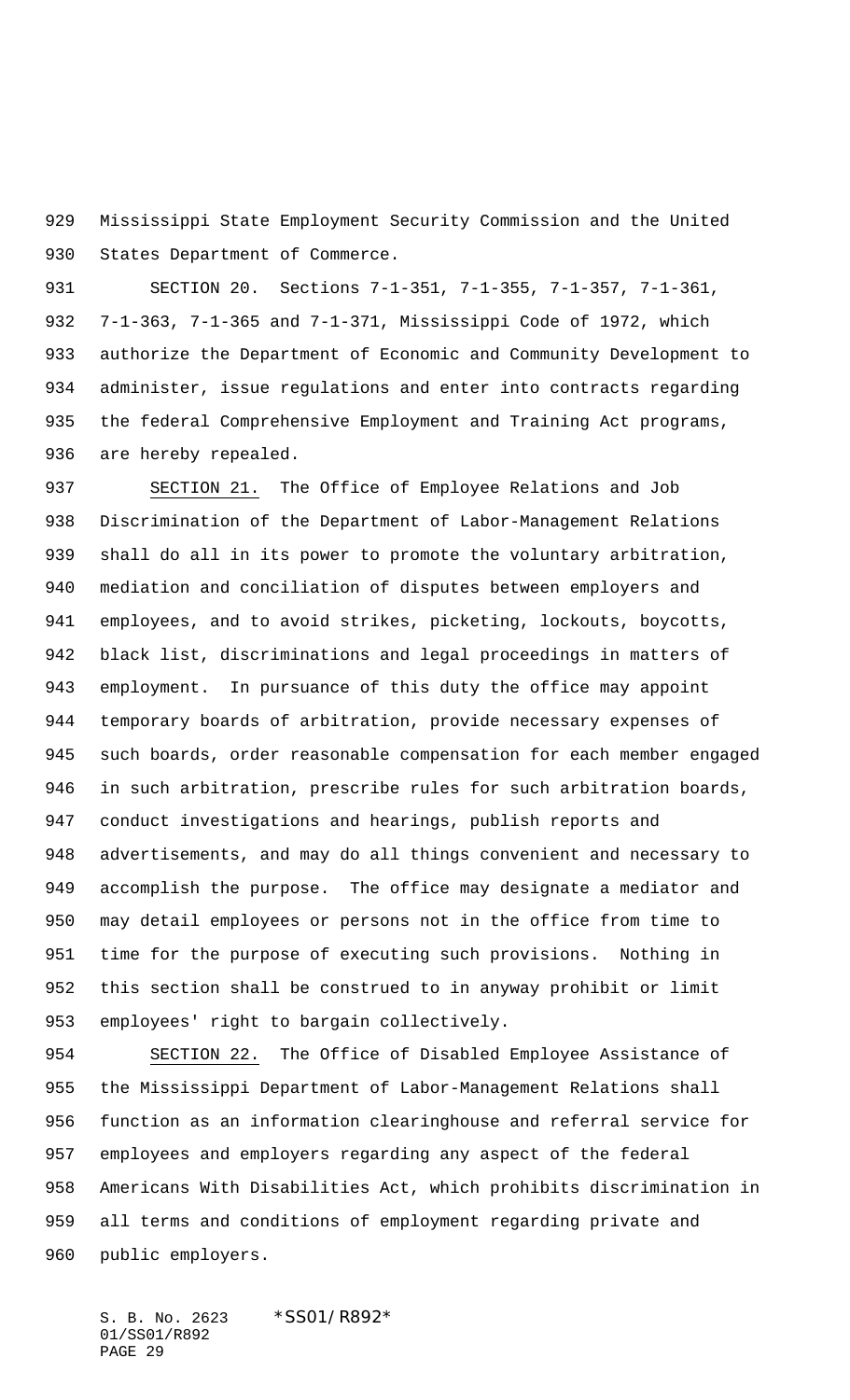Mississippi State Employment Security Commission and the United States Department of Commerce.

SECTION 20. Sections 7-1-351, 7-1-355, 7-1-357, 7-1-361, 7-1-363, 7-1-365 and 7-1-371, Mississippi Code of 1972, which authorize the Department of Economic and Community Development to administer, issue regulations and enter into contracts regarding the federal Comprehensive Employment and Training Act programs, are hereby repealed.

SECTION 21. The Office of Employee Relations and Job Discrimination of the Department of Labor-Management Relations shall do all in its power to promote the voluntary arbitration, mediation and conciliation of disputes between employers and employees, and to avoid strikes, picketing, lockouts, boycotts, black list, discriminations and legal proceedings in matters of employment. In pursuance of this duty the office may appoint temporary boards of arbitration, provide necessary expenses of such boards, order reasonable compensation for each member engaged in such arbitration, prescribe rules for such arbitration boards, conduct investigations and hearings, publish reports and advertisements, and may do all things convenient and necessary to accomplish the purpose. The office may designate a mediator and may detail employees or persons not in the office from time to time for the purpose of executing such provisions. Nothing in this section shall be construed to in anyway prohibit or limit employees' right to bargain collectively.

SECTION 22. The Office of Disabled Employee Assistance of the Mississippi Department of Labor-Management Relations shall function as an information clearinghouse and referral service for employees and employers regarding any aspect of the federal Americans With Disabilities Act, which prohibits discrimination in all terms and conditions of employment regarding private and public employers.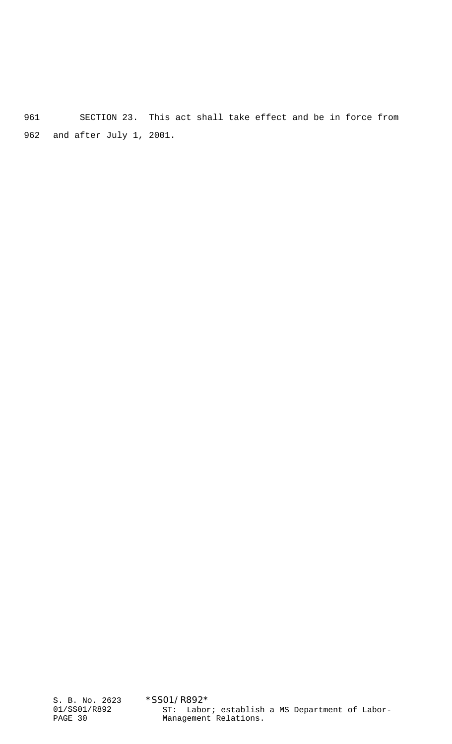961 SECTION 23. This act shall take effect and be in force from
962 and after July 1, 2001.